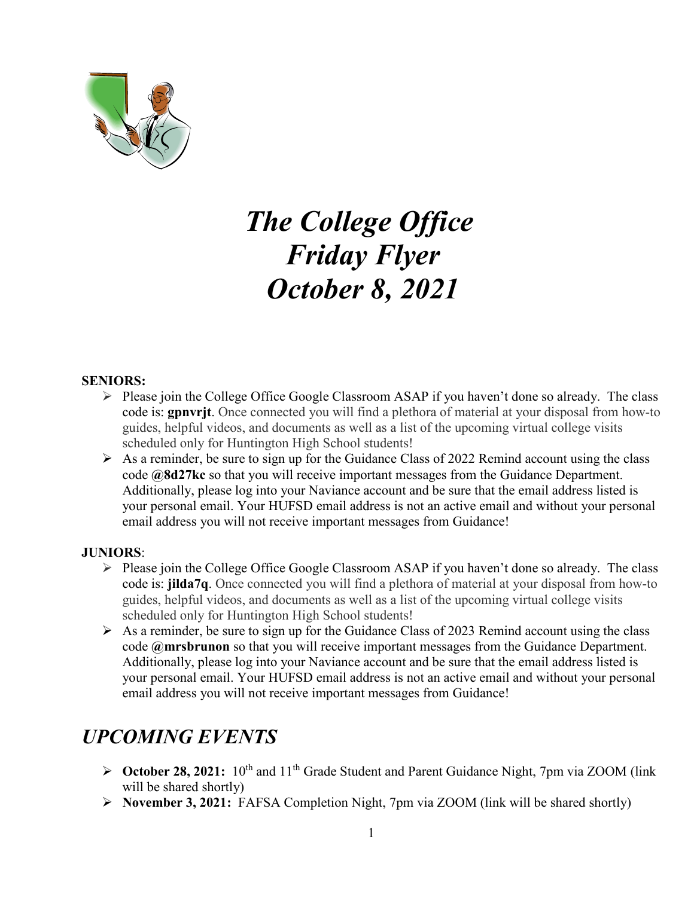# *The College Office Friday Flyer October 8, 2021*

**SENIORS:**

- Please join the College Office Google Classroom ASAP if you haven't done so already. The class code is: **gpnvrjt**. Once connected you will find a plethora of material at your disposal from how-to guides, helpful videos, and documents as well as a list of the upcoming virtual college visits scheduled only for Huntington High School students!
- As a reminder, be sure to sign up for the Guidance Class of 2022 Remind account using the class code **@8d27kc** so that you will receive important messages from the Guidance Department. Additionally, please log into your Naviance account and be sure that the email address listed is your personal email. Your HUFSD email address is not an active email and without your personal email address you will not receive important messages from Guidance!

**JUNIORS**:

- Please join the College Office Google Classroom ASAP if you haven't done so already. The class code is: **jilda7q**. Once connected you will find a plethora of material at your disposal from how-to guides, helpful videos, and documents as well as a list of the upcoming virtual college visits scheduled only for Huntington High School students!
- As a reminder, be sure to sign up for the Guidance Class of 2023 Remind account using the class code **@mrsbrunon** so that you will receive important messages from the Guidance Department. Additionally, please log into your Naviance account and be sure that the email address listed is your personal email. Your HUFSD email address is not an active email and without your personal email address you will not receive important messages from Guidance!

## *UPCOMING EVENTS*

- **October 28, 2021:** 10th and 11th Grade Student and Parent Guidance Night, 7pm via ZOOM (link will be shared shortly)
- **November 3, 2021:** FAFSA Completion Night, 7pm via ZOOM (link will be shared shortly)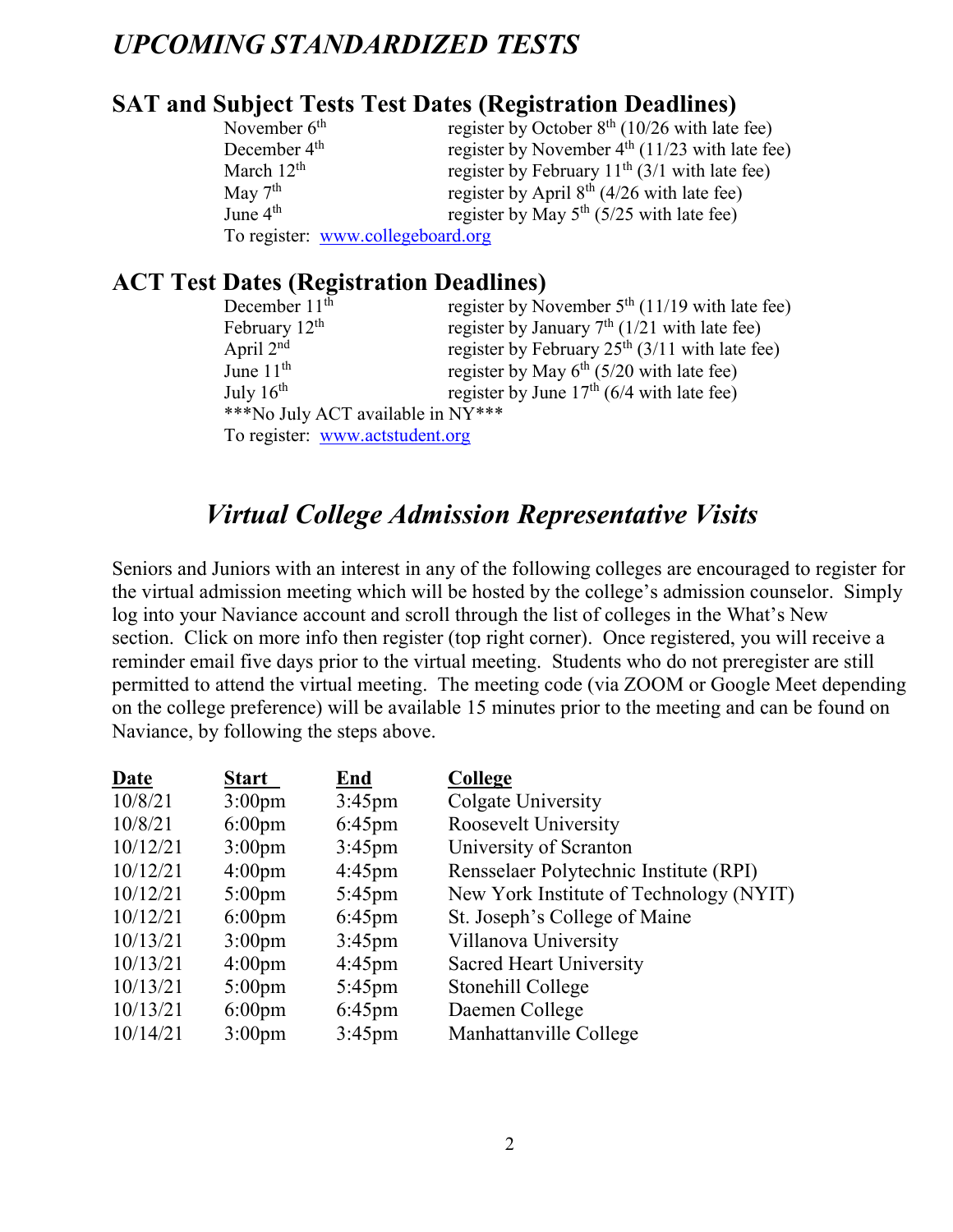# *UPCOMING STANDARDIZED TESTS*

## SAT and Subject Tests Test Dates (Registration Deadlines)

| | |
|---|---|
| November 6th | register by October 8th (10/26 with late fee) |
| December 4th | register by November 4th (11/23 with late fee) |
| March 12th | register by February 11th (3/1 with late fee) |
| May 7th | register by April 8th (4/26 with late fee) |
| June 4th | register by May 5th (5/25 with late fee) |

To register: [www.collegeboard.org](http://www.collegeboard.org)

## ACT Test Dates (Registration Deadlines)

| | |
|---|---|
| December 11th | register by November 5th (11/19 with late fee) |
| February 12th | register by January 7th (1/21 with late fee) |
| April 2nd | register by February 25th (3/11 with late fee) |
| June 11th | register by May 6th (5/20 with late fee) |
| July 16th | register by June 17th (6/4 with late fee) |

***No July ACT available in NY***

To register: [www.actstudent.org](http://www.actstudent.org)

# *Virtual College Admission Representative Visits*

Seniors and Juniors with an interest in any of the following colleges are encouraged to register for the virtual admission meeting which will be hosted by the college's admission counselor. Simply log into your Naviance account and scroll through the list of colleges in the What's New section. Click on more info then register (top right corner). Once registered, you will receive a reminder email five days prior to the virtual meeting. Students who do not preregister are still permitted to attend the virtual meeting. The meeting code (via ZOOM or Google Meet depending on the college preference) will be available 15 minutes prior to the meeting and can be found on Naviance, by following the steps above.

| Date | Start | End | College |
|---|---|---|---|
| 10/8/21 | 3:00pm | 3:45pm | Colgate University |
| 10/8/21 | 6:00pm | 6:45pm | Roosevelt University |
| 10/12/21 | 3:00pm | 3:45pm | University of Scranton |
| 10/12/21 | 4:00pm | 4:45pm | Rensselaer Polytechnic Institute (RPI) |
| 10/12/21 | 5:00pm | 5:45pm | New York Institute of Technology (NYIT) |
| 10/12/21 | 6:00pm | 6:45pm | St. Joseph's College of Maine |
| 10/13/21 | 3:00pm | 3:45pm | Villanova University |
| 10/13/21 | 4:00pm | 4:45pm | Sacred Heart University |
| 10/13/21 | 5:00pm | 5:45pm | Stonehill College |
| 10/13/21 | 6:00pm | 6:45pm | Daemen College |
| 10/14/21 | 3:00pm | 3:45pm | Manhattanville College |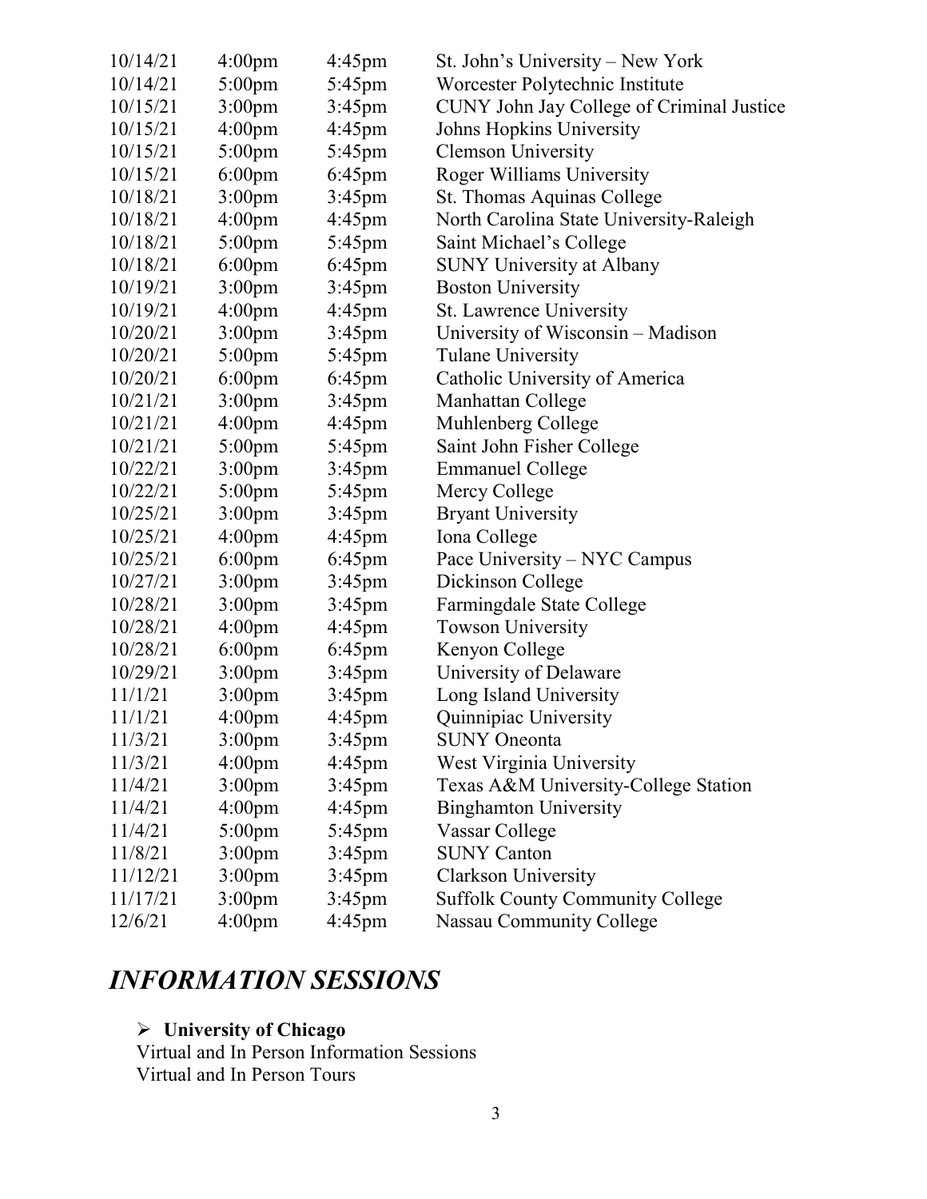| | | | |
|---|---|---|---|
| 10/14/21 | 4:00pm | 4:45pm | St. John's University – New York |
| 10/14/21 | 5:00pm | 5:45pm | Worcester Polytechnic Institute |
| 10/15/21 | 3:00pm | 3:45pm | CUNY John Jay College of Criminal Justice |
| 10/15/21 | 4:00pm | 4:45pm | Johns Hopkins University |
| 10/15/21 | 5:00pm | 5:45pm | Clemson University |
| 10/15/21 | 6:00pm | 6:45pm | Roger Williams University |
| 10/18/21 | 3:00pm | 3:45pm | St. Thomas Aquinas College |
| 10/18/21 | 4:00pm | 4:45pm | North Carolina State University-Raleigh |
| 10/18/21 | 5:00pm | 5:45pm | Saint Michael's College |
| 10/18/21 | 6:00pm | 6:45pm | SUNY University at Albany |
| 10/19/21 | 3:00pm | 3:45pm | Boston University |
| 10/19/21 | 4:00pm | 4:45pm | St. Lawrence University |
| 10/20/21 | 3:00pm | 3:45pm | University of Wisconsin – Madison |
| 10/20/21 | 5:00pm | 5:45pm | Tulane University |
| 10/20/21 | 6:00pm | 6:45pm | Catholic University of America |
| 10/21/21 | 3:00pm | 3:45pm | Manhattan College |
| 10/21/21 | 4:00pm | 4:45pm | Muhlenberg College |
| 10/21/21 | 5:00pm | 5:45pm | Saint John Fisher College |
| 10/22/21 | 3:00pm | 3:45pm | Emmanuel College |
| 10/22/21 | 5:00pm | 5:45pm | Mercy College |
| 10/25/21 | 3:00pm | 3:45pm | Bryant University |
| 10/25/21 | 4:00pm | 4:45pm | Iona College |
| 10/25/21 | 6:00pm | 6:45pm | Pace University – NYC Campus |
| 10/27/21 | 3:00pm | 3:45pm | Dickinson College |
| 10/28/21 | 3:00pm | 3:45pm | Farmingdale State College |
| 10/28/21 | 4:00pm | 4:45pm | Towson University |
| 10/28/21 | 6:00pm | 6:45pm | Kenyon College |
| 10/29/21 | 3:00pm | 3:45pm | University of Delaware |
| 11/1/21 | 3:00pm | 3:45pm | Long Island University |
| 11/1/21 | 4:00pm | 4:45pm | Quinnipiac University |
| 11/3/21 | 3:00pm | 3:45pm | SUNY Oneonta |
| 11/3/21 | 4:00pm | 4:45pm | West Virginia University |
| 11/4/21 | 3:00pm | 3:45pm | Texas A&M University-College Station |
| 11/4/21 | 4:00pm | 4:45pm | Binghamton University |
| 11/4/21 | 5:00pm | 5:45pm | Vassar College |
| 11/8/21 | 3:00pm | 3:45pm | SUNY Canton |
| 11/12/21 | 3:00pm | 3:45pm | Clarkson University |
| 11/17/21 | 3:00pm | 3:45pm | Suffolk County Community College |
| 12/6/21 | 4:00pm | 4:45pm | Nassau Community College |

# *INFORMATION SESSIONS*

- **University of Chicago**

  Virtual and In Person Information Sessions
  Virtual and In Person Tours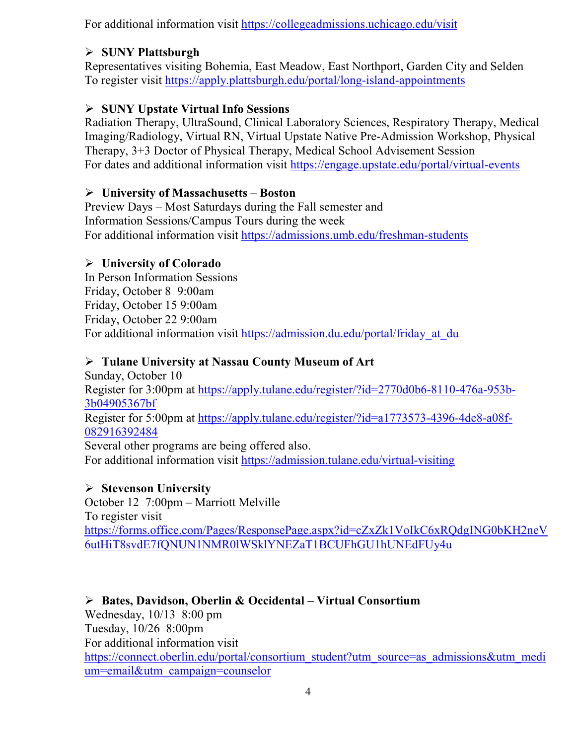For additional information visit https://collegeadmissions.uchicago.edu/visit

- **SUNY Plattsburgh**

Representatives visiting Bohemia, East Meadow, East Northport, Garden City and Selden
To register visit https://apply.plattsburgh.edu/portal/long-island-appointments

- **SUNY Upstate Virtual Info Sessions**

Radiation Therapy, UltraSound, Clinical Laboratory Sciences, Respiratory Therapy, Medical Imaging/Radiology, Virtual RN, Virtual Upstate Native Pre-Admission Workshop, Physical Therapy, 3+3 Doctor of Physical Therapy, Medical School Advisement Session
For dates and additional information visit https://engage.upstate.edu/portal/virtual-events

- **University of Massachusetts – Boston**

Preview Days – Most Saturdays during the Fall semester and
Information Sessions/Campus Tours during the week
For additional information visit https://admissions.umb.edu/freshman-students

- **University of Colorado**

In Person Information Sessions
Friday, October 8 9:00am
Friday, October 15 9:00am
Friday, October 22 9:00am
For additional information visit https://admission.du.edu/portal/friday_at_du

- **Tulane University at Nassau County Museum of Art**

Sunday, October 10
Register for 3:00pm at https://apply.tulane.edu/register/?id=2770d0b6-8110-476a-953b-3b04905367bf
Register for 5:00pm at https://apply.tulane.edu/register/?id=a1773573-4396-4de8-a08f-082916392484
Several other programs are being offered also.
For additional information visit https://admission.tulane.edu/virtual-visiting

- **Stevenson University**

October 12 7:00pm – Marriott Melville
To register visit
https://forms.office.com/Pages/ResponsePage.aspx?id=cZxZk1VoIkC6xRQdgING0bKH2neV6utHiT8svdE7fQNUN1NMR0lWSklYNEZaT1BCUFhGU1hUNEdFUy4u

- **Bates, Davidson, Oberlin & Occidental – Virtual Consortium**

Wednesday, 10/13 8:00 pm
Tuesday, 10/26 8:00pm
For additional information visit
https://connect.oberlin.edu/portal/consortium_student?utm_source=as_admissions&utm_medium=email&utm_campaign=counselor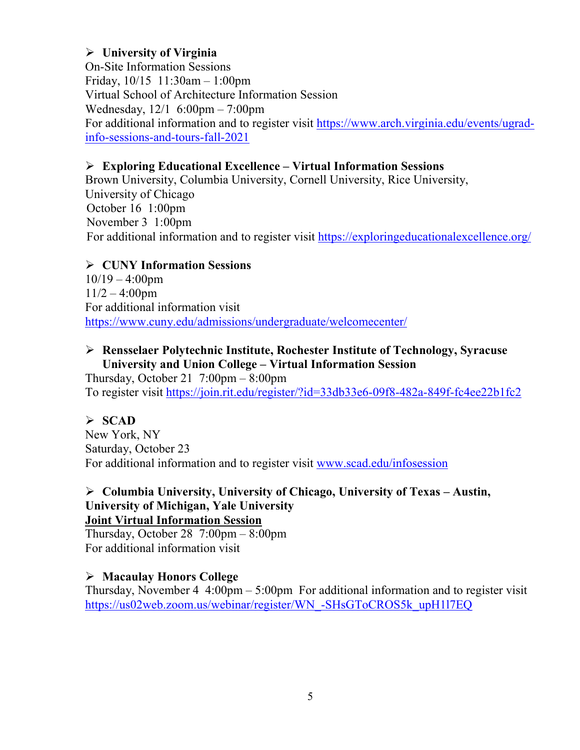- **University of Virginia**

  On-Site Information Sessions
  Friday, 10/15 11:30am – 1:00pm
  Virtual School of Architecture Information Session
  Wednesday, 12/1 6:00pm – 7:00pm
  For additional information and to register visit https://www.arch.virginia.edu/events/ugrad-info-sessions-and-tours-fall-2021

- **Exploring Educational Excellence – Virtual Information Sessions**

  Brown University, Columbia University, Cornell University, Rice University, University of Chicago
  October 16 1:00pm
  November 3 1:00pm
  For additional information and to register visit https://exploringeducationalexcellence.org/

- **CUNY Information Sessions**

  10/19 – 4:00pm
  11/2 – 4:00pm
  For additional information visit
  https://www.cuny.edu/admissions/undergraduate/welcomecenter/

- **Rensselaer Polytechnic Institute, Rochester Institute of Technology, Syracuse University and Union College – Virtual Information Session**

  Thursday, October 21 7:00pm – 8:00pm
  To register visit https://join.rit.edu/register/?id=33db33e6-09f8-482a-849f-fc4ee22b1fc2

- **SCAD**

  New York, NY
  Saturday, October 23
  For additional information and to register visit www.scad.edu/infosession

- **Columbia University, University of Chicago, University of Texas – Austin, University of Michigan, Yale University**

  **Joint Virtual Information Session**
  Thursday, October 28 7:00pm – 8:00pm
  For additional information visit

- **Macaulay Honors College**

  Thursday, November 4 4:00pm – 5:00pm For additional information and to register visit https://us02web.zoom.us/webinar/register/WN_-SHsGToCROS5k_upH1l7EQ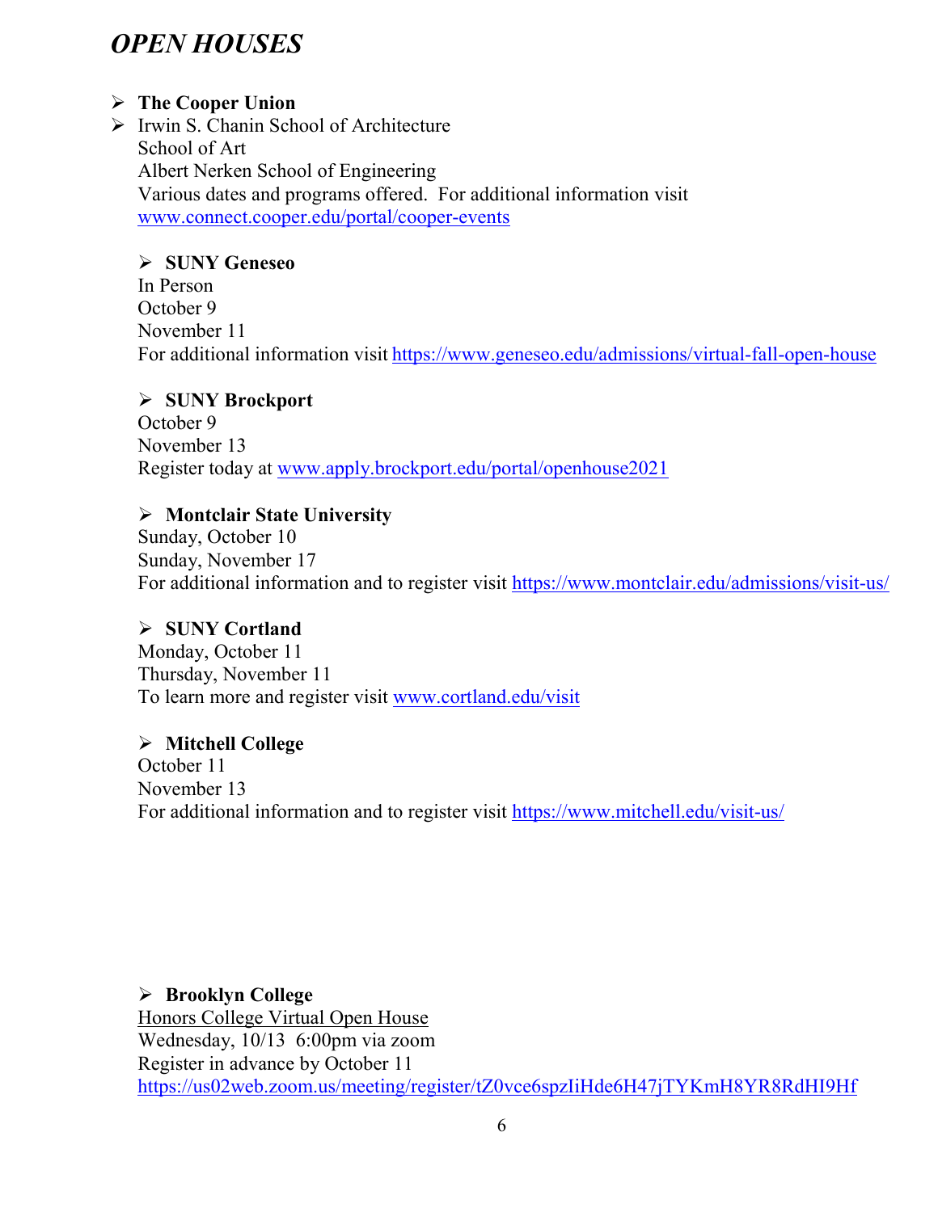## *OPEN HOUSES*

- **The Cooper Union**
- Irwin S. Chanin School of Architecture
  School of Art
  Albert Nerken School of Engineering
  Various dates and programs offered. For additional information visit www.connect.cooper.edu/portal/cooper-events

- **SUNY Geneseo**
  In Person
  October 9
  November 11
  For additional information visit https://www.geneseo.edu/admissions/virtual-fall-open-house

- **SUNY Brockport**
  October 9
  November 13
  Register today at www.apply.brockport.edu/portal/openhouse2021

- **Montclair State University**
  Sunday, October 10
  Sunday, November 17
  For additional information and to register visit https://www.montclair.edu/admissions/visit-us/

- **SUNY Cortland**
  Monday, October 11
  Thursday, November 11
  To learn more and register visit www.cortland.edu/visit

- **Mitchell College**
  October 11
  November 13
  For additional information and to register visit https://www.mitchell.edu/visit-us/

- **Brooklyn College**
  Honors College Virtual Open House
  Wednesday, 10/13 6:00pm via zoom
  Register in advance by October 11
  https://us02web.zoom.us/meeting/register/tZ0vce6spzIiHde6H47jTYKmH8YR8RdHI9Hf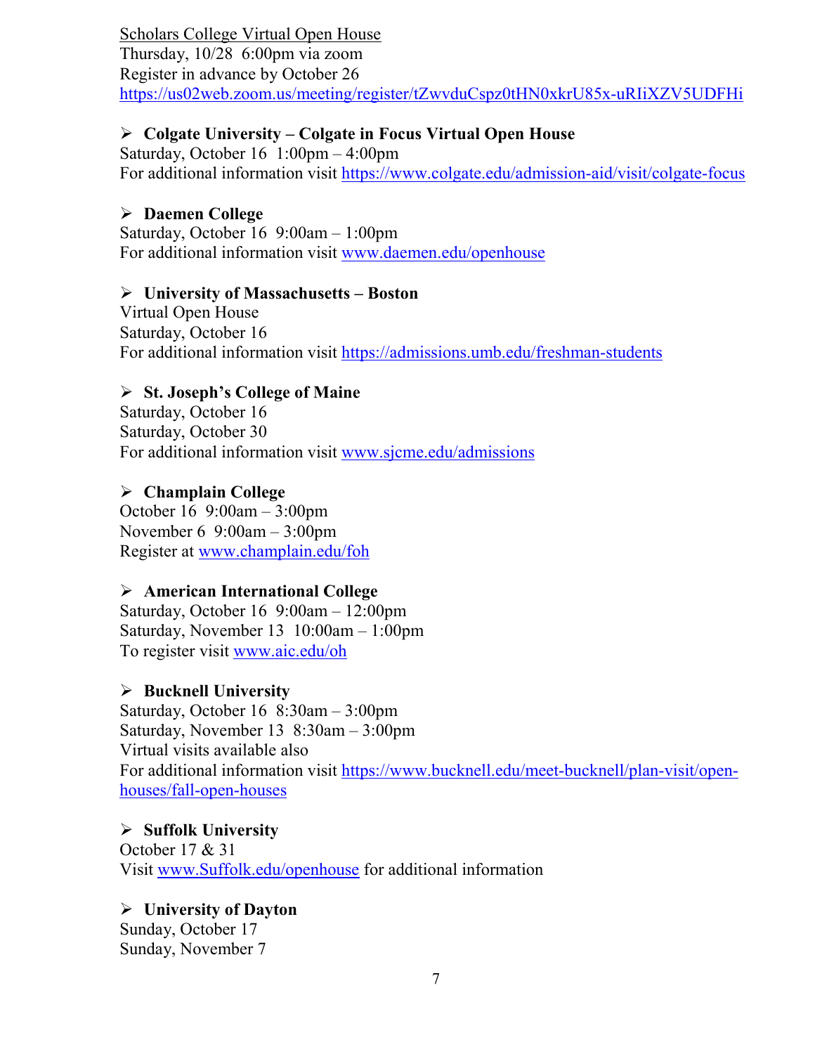Scholars College Virtual Open House
Thursday, 10/28 6:00pm via zoom
Register in advance by October 26
https://us02web.zoom.us/meeting/register/tZwvduCspz0tHN0xkrU85x-uRIiXZV5UDFHi

- **Colgate University – Colgate in Focus Virtual Open House**

Saturday, October 16 1:00pm – 4:00pm
For additional information visit https://www.colgate.edu/admission-aid/visit/colgate-focus

- **Daemen College**

Saturday, October 16 9:00am – 1:00pm
For additional information visit www.daemen.edu/openhouse

- **University of Massachusetts – Boston**

Virtual Open House
Saturday, October 16
For additional information visit https://admissions.umb.edu/freshman-students

- **St. Joseph's College of Maine**

Saturday, October 16
Saturday, October 30
For additional information visit www.sjcme.edu/admissions

- **Champlain College**

October 16 9:00am – 3:00pm
November 6 9:00am – 3:00pm
Register at www.champlain.edu/foh

- **American International College**

Saturday, October 16 9:00am – 12:00pm
Saturday, November 13 10:00am – 1:00pm
To register visit www.aic.edu/oh

- **Bucknell University**

Saturday, October 16 8:30am – 3:00pm
Saturday, November 13 8:30am – 3:00pm
Virtual visits available also
For additional information visit https://www.bucknell.edu/meet-bucknell/plan-visit/open-houses/fall-open-houses

- **Suffolk University**

October 17 & 31
Visit www.Suffolk.edu/openhouse for additional information

- **University of Dayton**

Sunday, October 17
Sunday, November 7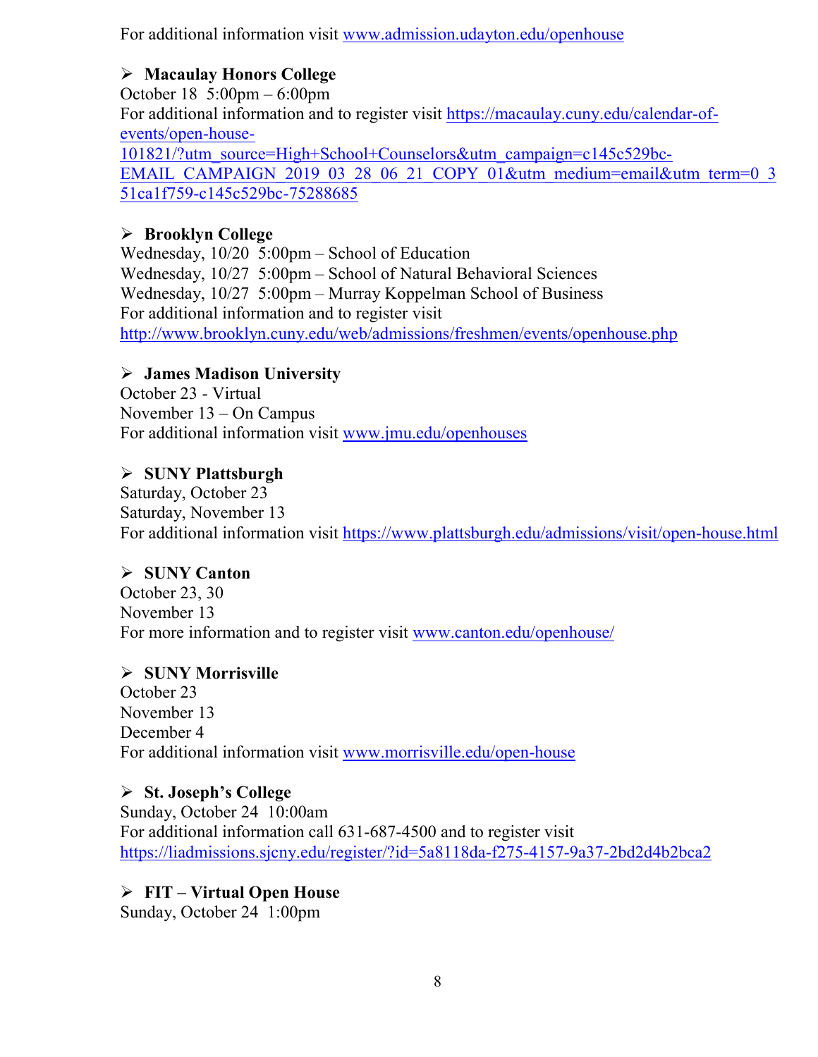For additional information visit www.admission.udayton.edu/openhouse

- **Macaulay Honors College**

October 18 5:00pm – 6:00pm
For additional information and to register visit https://macaulay.cuny.edu/calendar-of-events/open-house-101821/?utm_source=High+School+Counselors&utm_campaign=c145c529bc-EMAIL_CAMPAIGN_2019_03_28_06_21_COPY_01&utm_medium=email&utm_term=0_351ca1f759-c145c529bc-75288685

- **Brooklyn College**

Wednesday, 10/20 5:00pm – School of Education
Wednesday, 10/27 5:00pm – School of Natural Behavioral Sciences
Wednesday, 10/27 5:00pm – Murray Koppelman School of Business
For additional information and to register visit
http://www.brooklyn.cuny.edu/web/admissions/freshmen/events/openhouse.php

- **James Madison University**

October 23 - Virtual
November 13 – On Campus
For additional information visit www.jmu.edu/openhouses

- **SUNY Plattsburgh**

Saturday, October 23
Saturday, November 13
For additional information visit https://www.plattsburgh.edu/admissions/visit/open-house.html

- **SUNY Canton**

October 23, 30
November 13
For more information and to register visit www.canton.edu/openhouse/

- **SUNY Morrisville**

October 23
November 13
December 4
For additional information visit www.morrisville.edu/open-house

- **St. Joseph's College**

Sunday, October 24 10:00am
For additional information call 631-687-4500 and to register visit
https://liadmissions.sjcny.edu/register/?id=5a8118da-f275-4157-9a37-2bd2d4b2bca2

- **FIT – Virtual Open House**

Sunday, October 24 1:00pm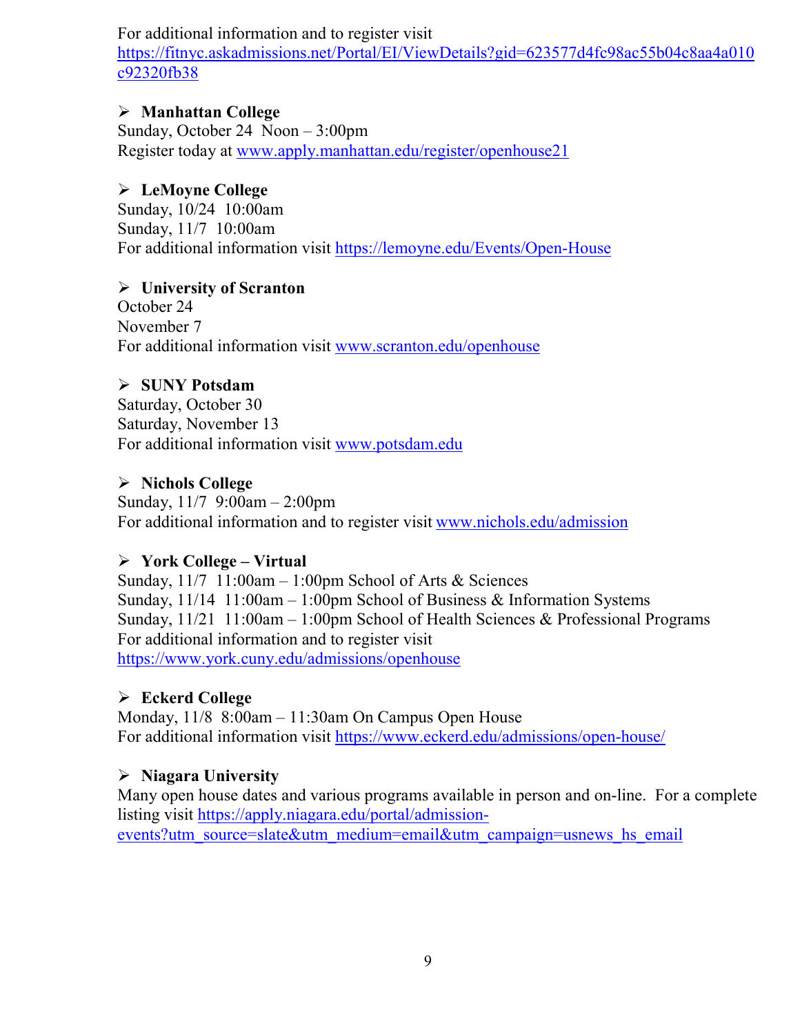For additional information and to register visit https://fitnyc.askadmissions.net/Portal/EI/ViewDetails?gid=623577d4fc98ac55b04c8aa4a010c92320fb38

- **Manhattan College**

Sunday, October 24 Noon – 3:00pm
Register today at www.apply.manhattan.edu/register/openhouse21

- **LeMoyne College**

Sunday, 10/24 10:00am
Sunday, 11/7 10:00am
For additional information visit https://lemoyne.edu/Events/Open-House

- **University of Scranton**

October 24
November 7
For additional information visit www.scranton.edu/openhouse

- **SUNY Potsdam**

Saturday, October 30
Saturday, November 13
For additional information visit www.potsdam.edu

- **Nichols College**

Sunday, 11/7 9:00am – 2:00pm
For additional information and to register visit www.nichols.edu/admission

- **York College – Virtual**

Sunday, 11/7 11:00am – 1:00pm School of Arts & Sciences
Sunday, 11/14 11:00am – 1:00pm School of Business & Information Systems
Sunday, 11/21 11:00am – 1:00pm School of Health Sciences & Professional Programs
For additional information and to register visit https://www.york.cuny.edu/admissions/openhouse

- **Eckerd College**

Monday, 11/8 8:00am – 11:30am On Campus Open House
For additional information visit https://www.eckerd.edu/admissions/open-house/

- **Niagara University**

Many open house dates and various programs available in person and on-line. For a complete listing visit https://apply.niagara.edu/portal/admission-events?utm_source=slate&utm_medium=email&utm_campaign=usnews_hs_email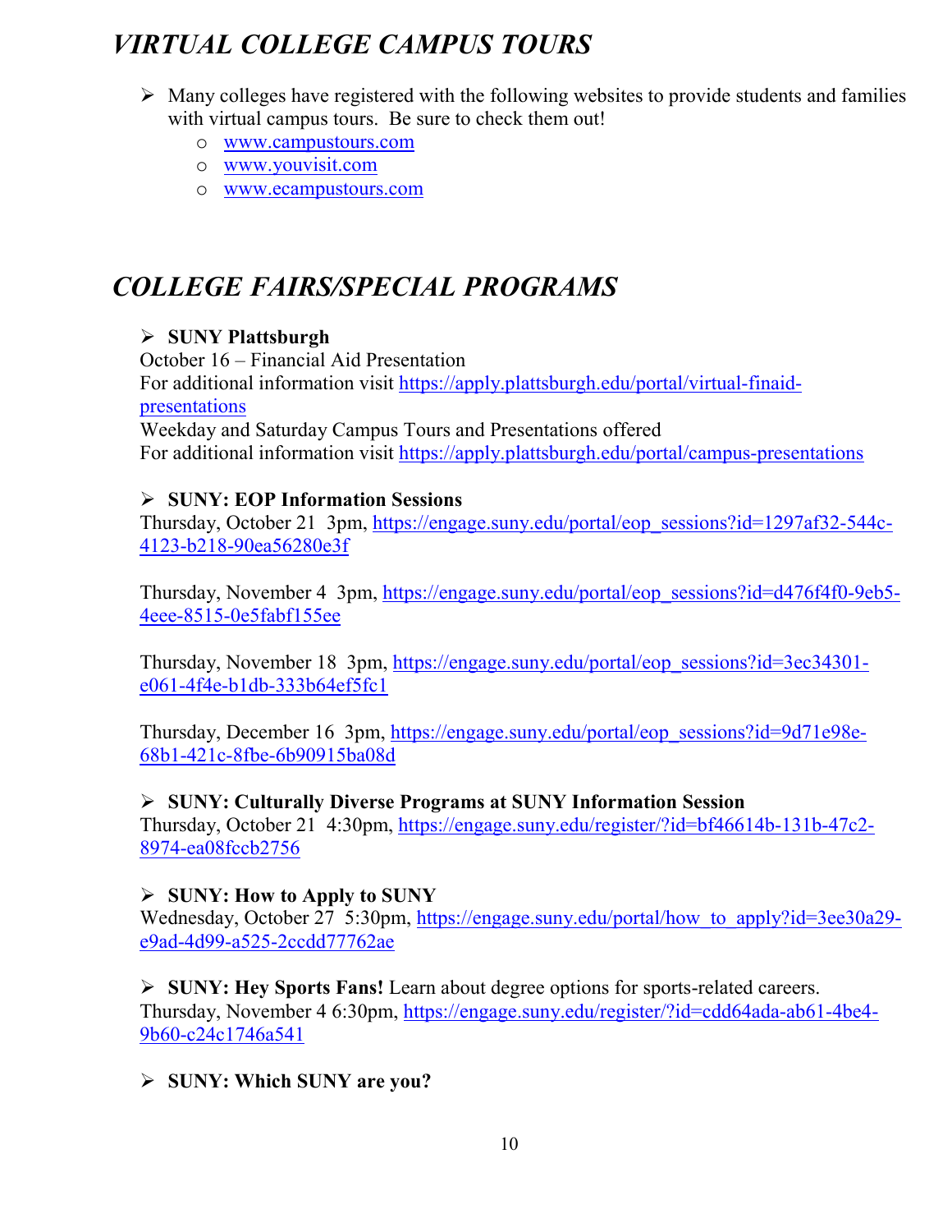# *VIRTUAL COLLEGE CAMPUS TOURS*

- Many colleges have registered with the following websites to provide students and families with virtual campus tours. Be sure to check them out!
  - www.campustours.com
  - www.youvisit.com
  - www.ecampustours.com

# *COLLEGE FAIRS/SPECIAL PROGRAMS*

- **SUNY Plattsburgh**

October 16 – Financial Aid Presentation
For additional information visit https://apply.plattsburgh.edu/portal/virtual-finaid-presentations
Weekday and Saturday Campus Tours and Presentations offered
For additional information visit https://apply.plattsburgh.edu/portal/campus-presentations

- **SUNY: EOP Information Sessions**

Thursday, October 21 3pm, https://engage.suny.edu/portal/eop_sessions?id=1297af32-544c-4123-b218-90ea56280e3f

Thursday, November 4 3pm, https://engage.suny.edu/portal/eop_sessions?id=d476f4f0-9eb5-4eee-8515-0e5fabf155ee

Thursday, November 18 3pm, https://engage.suny.edu/portal/eop_sessions?id=3ec34301-e061-4f4e-b1db-333b64ef5fc1

Thursday, December 16 3pm, https://engage.suny.edu/portal/eop_sessions?id=9d71e98e-68b1-421c-8fbe-6b90915ba08d

- **SUNY: Culturally Diverse Programs at SUNY Information Session**

Thursday, October 21 4:30pm, https://engage.suny.edu/register/?id=bf46614b-131b-47c2-8974-ea08fccb2756

- **SUNY: How to Apply to SUNY**

Wednesday, October 27 5:30pm, https://engage.suny.edu/portal/how_to_apply?id=3ee30a29-e9ad-4d99-a525-2ccdd77762ae

- **SUNY: Hey Sports Fans!** Learn about degree options for sports-related careers.

Thursday, November 4 6:30pm, https://engage.suny.edu/register/?id=cdd64ada-ab61-4be4-9b60-c24c1746a541

- **SUNY: Which SUNY are you?**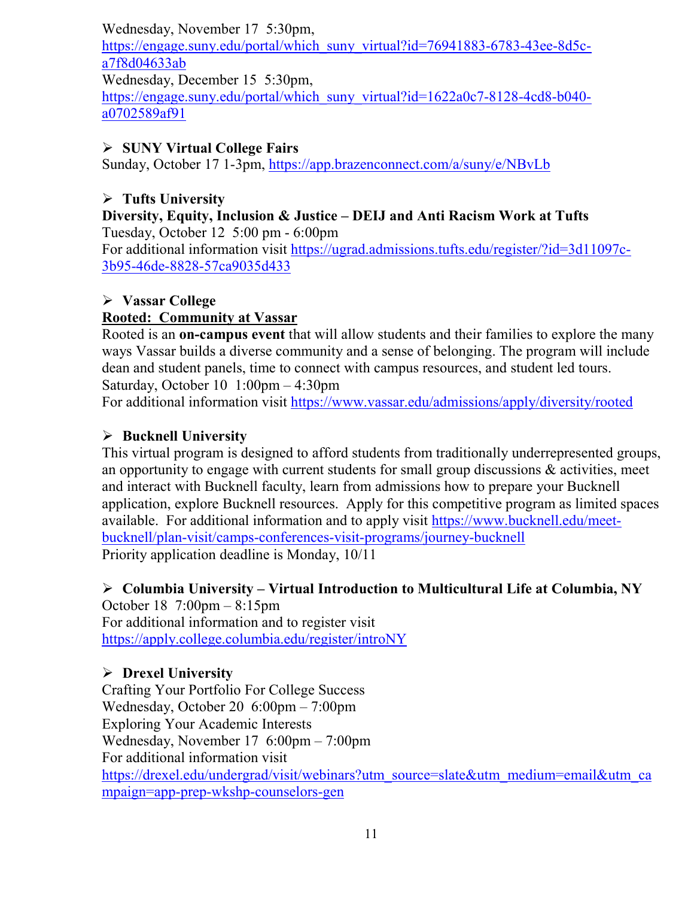Wednesday, November 17 5:30pm,
https://engage.suny.edu/portal/which_suny_virtual?id=76941883-6783-43ee-8d5c-a7f8d04633ab
Wednesday, December 15 5:30pm,
https://engage.suny.edu/portal/which_suny_virtual?id=1622a0c7-8128-4cd8-b040-a0702589af91

- **SUNY Virtual College Fairs**

Sunday, October 17 1-3pm, https://app.brazenconnect.com/a/suny/e/NBvLb

- **Tufts University**

**Diversity, Equity, Inclusion & Justice – DEIJ and Anti Racism Work at Tufts**
Tuesday, October 12 5:00 pm - 6:00pm
For additional information visit https://ugrad.admissions.tufts.edu/register/?id=3d11097c-3b95-46de-8828-57ca9035d433

- **Vassar College**

**Rooted: Community at Vassar**
Rooted is an **on-campus event** that will allow students and their families to explore the many ways Vassar builds a diverse community and a sense of belonging. The program will include dean and student panels, time to connect with campus resources, and student led tours.
Saturday, October 10 1:00pm – 4:30pm
For additional information visit https://www.vassar.edu/admissions/apply/diversity/rooted

- **Bucknell University**

This virtual program is designed to afford students from traditionally underrepresented groups, an opportunity to engage with current students for small group discussions & activities, meet and interact with Bucknell faculty, learn from admissions how to prepare your Bucknell application, explore Bucknell resources. Apply for this competitive program as limited spaces available. For additional information and to apply visit https://www.bucknell.edu/meet-bucknell/plan-visit/camps-conferences-visit-programs/journey-bucknell
Priority application deadline is Monday, 10/11

- **Columbia University – Virtual Introduction to Multicultural Life at Columbia, NY**

October 18 7:00pm – 8:15pm
For additional information and to register visit
https://apply.college.columbia.edu/register/introNY

- **Drexel University**

Crafting Your Portfolio For College Success
Wednesday, October 20 6:00pm – 7:00pm
Exploring Your Academic Interests
Wednesday, November 17 6:00pm – 7:00pm
For additional information visit
https://drexel.edu/undergrad/visit/webinars?utm_source=slate&utm_medium=email&utm_campaign=app-prep-wkshp-counselors-gen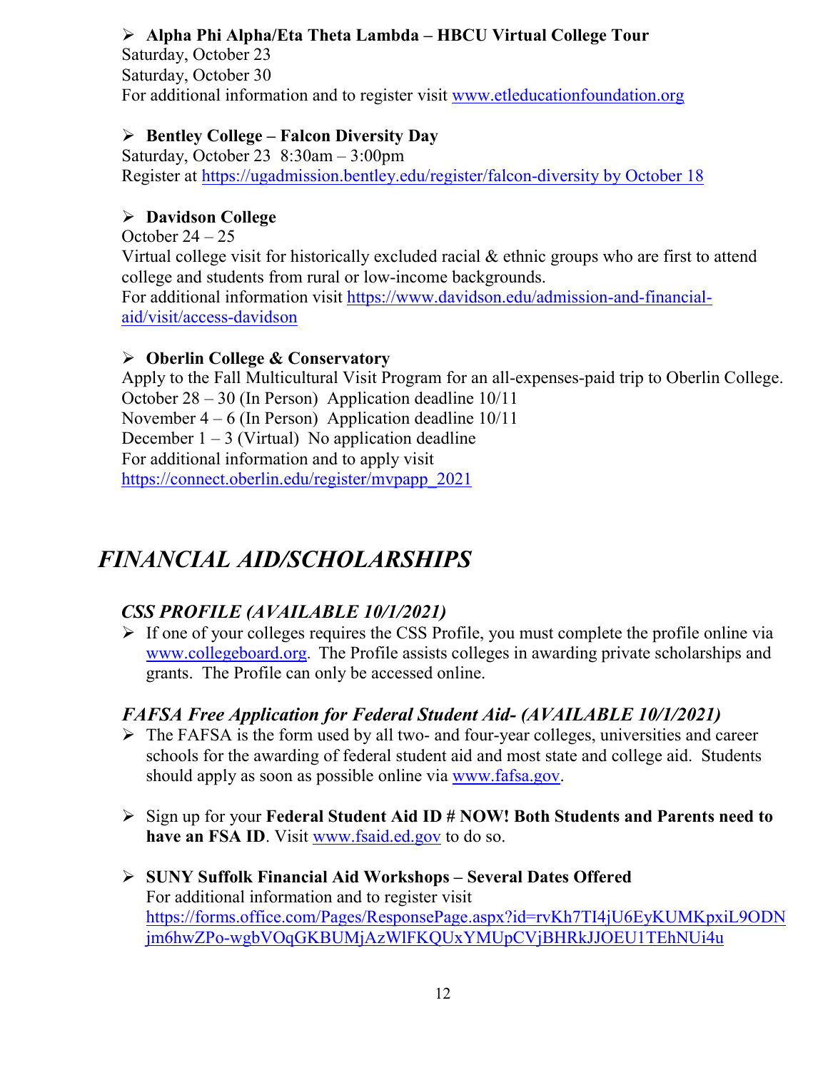- **Alpha Phi Alpha/Eta Theta Lambda – HBCU Virtual College Tour**
  Saturday, October 23
  Saturday, October 30
  For additional information and to register visit www.etleducationfoundation.org

- **Bentley College – Falcon Diversity Day**
  Saturday, October 23 8:30am – 3:00pm
  Register at https://ugadmission.bentley.edu/register/falcon-diversity by October 18

- **Davidson College**
  October 24 – 25
  Virtual college visit for historically excluded racial & ethnic groups who are first to attend college and students from rural or low-income backgrounds.
  For additional information visit https://www.davidson.edu/admission-and-financial-aid/visit/access-davidson

- **Oberlin College & Conservatory**
  Apply to the Fall Multicultural Visit Program for an all-expenses-paid trip to Oberlin College.
  October 28 – 30 (In Person) Application deadline 10/11
  November 4 – 6 (In Person) Application deadline 10/11
  December 1 – 3 (Virtual) No application deadline
  For additional information and to apply visit https://connect.oberlin.edu/register/mvpapp_2021

# *FINANCIAL AID/SCHOLARSHIPS*

## *CSS PROFILE (AVAILABLE 10/1/2021)*

- If one of your colleges requires the CSS Profile, you must complete the profile online via www.collegeboard.org. The Profile assists colleges in awarding private scholarships and grants. The Profile can only be accessed online.

## *FAFSA Free Application for Federal Student Aid- (AVAILABLE 10/1/2021)*

- The FAFSA is the form used by all two- and four-year colleges, universities and career schools for the awarding of federal student aid and most state and college aid. Students should apply as soon as possible online via www.fafsa.gov.

- Sign up for your **Federal Student Aid ID # NOW! Both Students and Parents need to have an FSA ID**. Visit www.fsaid.ed.gov to do so.

- **SUNY Suffolk Financial Aid Workshops – Several Dates Offered**
  For additional information and to register visit https://forms.office.com/Pages/ResponsePage.aspx?id=rvKh7TI4jU6EyKUMKpxiL9ODNjm6hwZPo-wgbVOqGKBUMjAzWlFKQUxYMUpCVjBHRkJJOEU1TEhNUi4u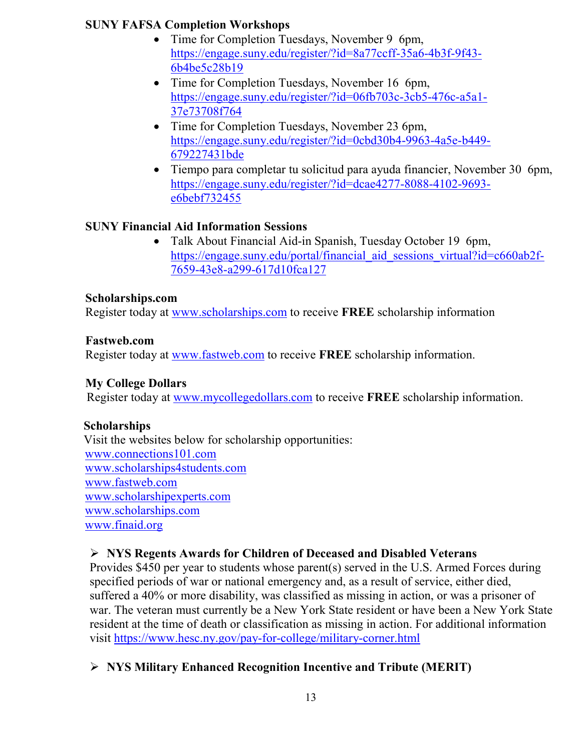**SUNY FAFSA Completion Workshops**

- Time for Completion Tuesdays, November 9 6pm, https://engage.suny.edu/register/?id=8a77ccff-35a6-4b3f-9f43-6b4be5c28b19
- Time for Completion Tuesdays, November 16 6pm, https://engage.suny.edu/register/?id=06fb703c-3cb5-476c-a5a1-37e73708f764
- Time for Completion Tuesdays, November 23 6pm, https://engage.suny.edu/register/?id=0cbd30b4-9963-4a5e-b449-679227431bde
- Tiempo para completar tu solicitud para ayuda financier, November 30 6pm, https://engage.suny.edu/register/?id=dcae4277-8088-4102-9693-e6bebf732455

**SUNY Financial Aid Information Sessions**

- Talk About Financial Aid-in Spanish, Tuesday October 19 6pm, https://engage.suny.edu/portal/financial_aid_sessions_virtual?id=c660ab2f-7659-43e8-a299-617d10fca127

**Scholarships.com**
Register today at www.scholarships.com to receive **FREE** scholarship information

**Fastweb.com**
Register today at www.fastweb.com to receive **FREE** scholarship information.

**My College Dollars**
Register today at www.mycollegedollars.com to receive **FREE** scholarship information.

**Scholarships**
Visit the websites below for scholarship opportunities:
www.connections101.com
www.scholarships4students.com
www.fastweb.com
www.scholarshipexperts.com
www.scholarships.com
www.finaid.org

- **NYS Regents Awards for Children of Deceased and Disabled Veterans**
  Provides $450 per year to students whose parent(s) served in the U.S. Armed Forces during specified periods of war or national emergency and, as a result of service, either died, suffered a 40% or more disability, was classified as missing in action, or was a prisoner of war. The veteran must currently be a New York State resident or have been a New York State resident at the time of death or classification as missing in action. For additional information visit https://www.hesc.ny.gov/pay-for-college/military-corner.html

- **NYS Military Enhanced Recognition Incentive and Tribute (MERIT)**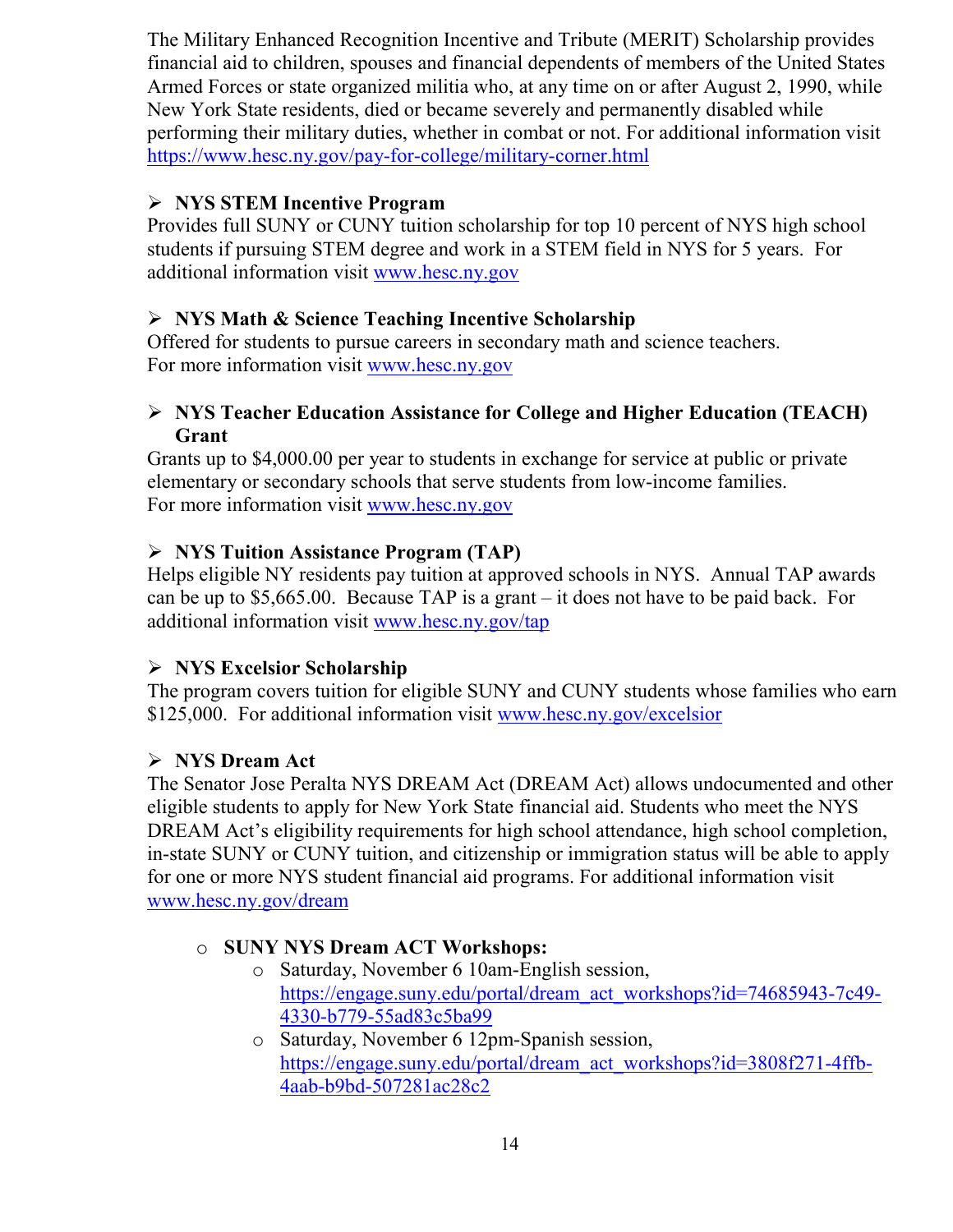The Military Enhanced Recognition Incentive and Tribute (MERIT) Scholarship provides financial aid to children, spouses and financial dependents of members of the United States Armed Forces or state organized militia who, at any time on or after August 2, 1990, while New York State residents, died or became severely and permanently disabled while performing their military duties, whether in combat or not. For additional information visit https://www.hesc.ny.gov/pay-for-college/military-corner.html

- **NYS STEM Incentive Program**

Provides full SUNY or CUNY tuition scholarship for top 10 percent of NYS high school students if pursuing STEM degree and work in a STEM field in NYS for 5 years. For additional information visit www.hesc.ny.gov

- **NYS Math & Science Teaching Incentive Scholarship**

Offered for students to pursue careers in secondary math and science teachers.
For more information visit www.hesc.ny.gov

- **NYS Teacher Education Assistance for College and Higher Education (TEACH) Grant**

Grants up to $4,000.00 per year to students in exchange for service at public or private elementary or secondary schools that serve students from low-income families.
For more information visit www.hesc.ny.gov

- **NYS Tuition Assistance Program (TAP)**

Helps eligible NY residents pay tuition at approved schools in NYS. Annual TAP awards can be up to $5,665.00. Because TAP is a grant – it does not have to be paid back. For additional information visit www.hesc.ny.gov/tap

- **NYS Excelsior Scholarship**

The program covers tuition for eligible SUNY and CUNY students whose families who earn $125,000. For additional information visit www.hesc.ny.gov/excelsior

- **NYS Dream Act**

The Senator Jose Peralta NYS DREAM Act (DREAM Act) allows undocumented and other eligible students to apply for New York State financial aid. Students who meet the NYS DREAM Act's eligibility requirements for high school attendance, high school completion, in-state SUNY or CUNY tuition, and citizenship or immigration status will be able to apply for one or more NYS student financial aid programs. For additional information visit www.hesc.ny.gov/dream

  - **SUNY NYS Dream ACT Workshops:**
    - Saturday, November 6 10am-English session, https://engage.suny.edu/portal/dream_act_workshops?id=74685943-7c49-4330-b779-55ad83c5ba99
    - Saturday, November 6 12pm-Spanish session, https://engage.suny.edu/portal/dream_act_workshops?id=3808f271-4ffb-4aab-b9bd-507281ac28c2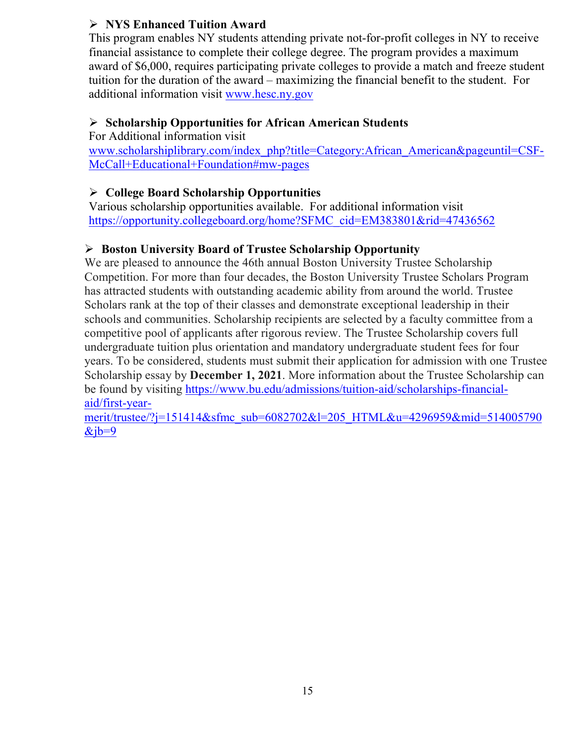- **NYS Enhanced Tuition Award**

  This program enables NY students attending private not-for-profit colleges in NY to receive financial assistance to complete their college degree. The program provides a maximum award of $6,000, requires participating private colleges to provide a match and freeze student tuition for the duration of the award – maximizing the financial benefit to the student. For additional information visit [www.hesc.ny.gov](www.hesc.ny.gov)

- **Scholarship Opportunities for African American Students**

  For Additional information visit [www.scholarshiplibrary.com/index_php?title=Category:African_American&pageuntil=CSF-McCall+Educational+Foundation#mw-pages](www.scholarshiplibrary.com/index_php?title=Category:African_American&pageuntil=CSF-McCall+Educational+Foundation#mw-pages)

- **College Board Scholarship Opportunities**

  Various scholarship opportunities available. For additional information visit [https://opportunity.collegeboard.org/home?SFMC_cid=EM383801&rid=47436562](https://opportunity.collegeboard.org/home?SFMC_cid=EM383801&rid=47436562)

- **Boston University Board of Trustee Scholarship Opportunity**

  We are pleased to announce the 46th annual Boston University Trustee Scholarship Competition. For more than four decades, the Boston University Trustee Scholars Program has attracted students with outstanding academic ability from around the world. Trustee Scholars rank at the top of their classes and demonstrate exceptional leadership in their schools and communities. Scholarship recipients are selected by a faculty committee from a competitive pool of applicants after rigorous review. The Trustee Scholarship covers full undergraduate tuition plus orientation and mandatory undergraduate student fees for four years. To be considered, students must submit their application for admission with one Trustee Scholarship essay by **December 1, 2021**. More information about the Trustee Scholarship can be found by visiting [https://www.bu.edu/admissions/tuition-aid/scholarships-financial-aid/first-year-merit/trustee/?j=151414&sfmc_sub=6082702&l=205_HTML&u=4296959&mid=514005790&jb=9](https://www.bu.edu/admissions/tuition-aid/scholarships-financial-aid/first-year-merit/trustee/?j=151414&sfmc_sub=6082702&l=205_HTML&u=4296959&mid=514005790&jb=9)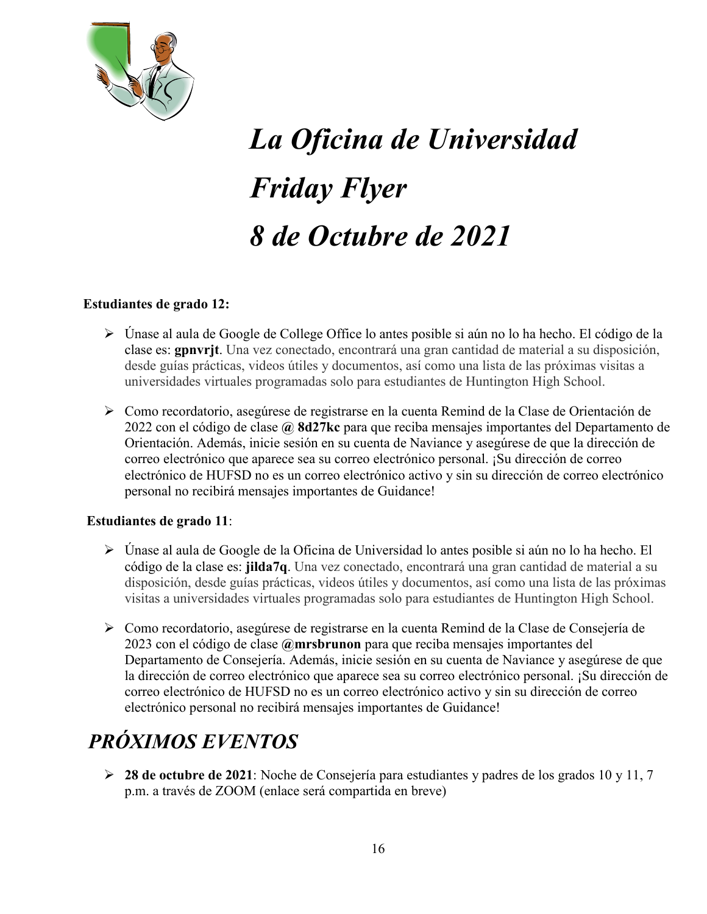# *La Oficina de Universidad*

# *Friday Flyer*

# *8 de Octubre de 2021*

**Estudiantes de grado 12:**

- Únase al aula de Google de College Office lo antes posible si aún no lo ha hecho. El código de la clase es: **gpnvrjt**. Una vez conectado, encontrará una gran cantidad de material a su disposición, desde guías prácticas, videos útiles y documentos, así como una lista de las próximas visitas a universidades virtuales programadas solo para estudiantes de Huntington High School.

- Como recordatorio, asegúrese de registrarse en la cuenta Remind de la Clase de Orientación de 2022 con el código de clase **@ 8d27kc** para que reciba mensajes importantes del Departamento de Orientación. Además, inicie sesión en su cuenta de Naviance y asegúrese de que la dirección de correo electrónico que aparece sea su correo electrónico personal. ¡Su dirección de correo electrónico de HUFSD no es un correo electrónico activo y sin su dirección de correo electrónico personal no recibirá mensajes importantes de Guidance!

**Estudiantes de grado 11**:

- Únase al aula de Google de la Oficina de Universidad lo antes posible si aún no lo ha hecho. El código de la clase es: **jilda7q**. Una vez conectado, encontrará una gran cantidad de material a su disposición, desde guías prácticas, videos útiles y documentos, así como una lista de las próximas visitas a universidades virtuales programadas solo para estudiantes de Huntington High School.

- Como recordatorio, asegúrese de registrarse en la cuenta Remind de la Clase de Consejería de 2023 con el código de clase **@mrsbrunon** para que reciba mensajes importantes del Departamento de Consejería. Además, inicie sesión en su cuenta de Naviance y asegúrese de que la dirección de correo electrónico que aparece sea su correo electrónico personal. ¡Su dirección de correo electrónico de HUFSD no es un correo electrónico activo y sin su dirección de correo electrónico personal no recibirá mensajes importantes de Guidance!

## *PRÓXIMOS EVENTOS*

- **28 de octubre de 2021**: Noche de Consejería para estudiantes y padres de los grados 10 y 11, 7 p.m. a través de ZOOM (enlace será compartida en breve)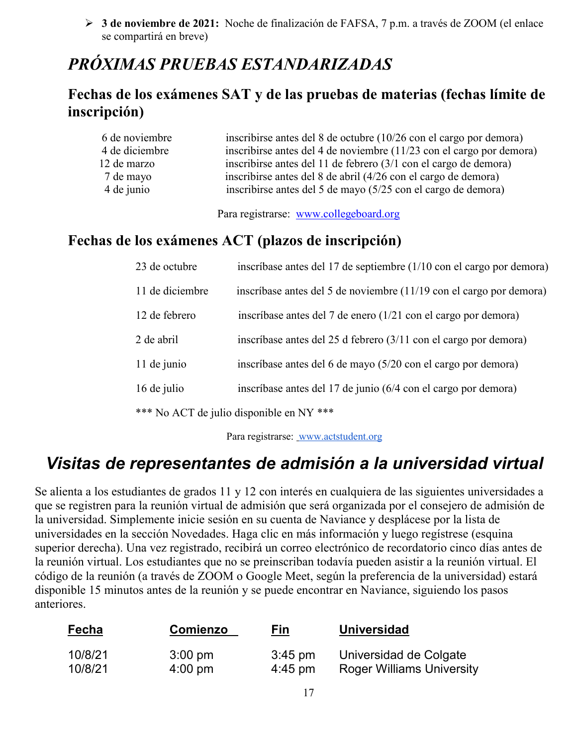- **3 de noviembre de 2021:** Noche de finalización de FAFSA, 7 p.m. a través de ZOOM (el enlace se compartirá en breve)

# *PRÓXIMAS PRUEBAS ESTANDARIZADAS*

## Fechas de los exámenes SAT y de las pruebas de materias (fechas límite de inscripción)

| | |
|---|---|
| 6 de noviembre | inscribirse antes del 8 de octubre (10/26 con el cargo por demora) |
| 4 de diciembre | inscribirse antes del 4 de noviembre (11/23 con el cargo por demora) |
| 12 de marzo | inscribirse antes del 11 de febrero (3/1 con el cargo de demora) |
| 7 de mayo | inscribirse antes del 8 de abril (4/26 con el cargo de demora) |
| 4 de junio | inscribirse antes del 5 de mayo (5/25 con el cargo de demora) |

Para registrarse: www.collegeboard.org

## Fechas de los exámenes ACT (plazos de inscripción)

| | |
|---|---|
| 23 de octubre | inscríbase antes del 17 de septiembre (1/10 con el cargo por demora) |
| 11 de diciembre | inscríbase antes del 5 de noviembre (11/19 con el cargo por demora) |
| 12 de febrero | inscríbase antes del 7 de enero (1/21 con el cargo por demora) |
| 2 de abril | inscríbase antes del 25 d febrero (3/11 con el cargo por demora) |
| 11 de junio | inscríbase antes del 6 de mayo (5/20 con el cargo por demora) |
| 16 de julio | inscríbase antes del 17 de junio (6/4 con el cargo por demora) |

*** No ACT de julio disponible en NY ***

Para registrarse: www.actstudent.org

# *Visitas de representantes de admisión a la universidad virtual*

Se alienta a los estudiantes de grados 11 y 12 con interés en cualquiera de las siguientes universidades a que se registren para la reunión virtual de admisión que será organizada por el consejero de admisión de la universidad. Simplemente inicie sesión en su cuenta de Naviance y desplácese por la lista de universidades en la sección Novedades. Haga clic en más información y luego regístrese (esquina superior derecha). Una vez registrado, recibirá un correo electrónico de recordatorio cinco días antes de la reunión virtual. Los estudiantes que no se preinscriban todavía pueden asistir a la reunión virtual. El código de la reunión (a través de ZOOM o Google Meet, según la preferencia de la universidad) estará disponible 15 minutos antes de la reunión y se puede encontrar en Naviance, siguiendo los pasos anteriores.

| Fecha | Comienzo | Fin | Universidad |
|---|---|---|---|
| 10/8/21 | 3:00 pm | 3:45 pm | Universidad de Colgate |
| 10/8/21 | 4:00 pm | 4:45 pm | Roger Williams University |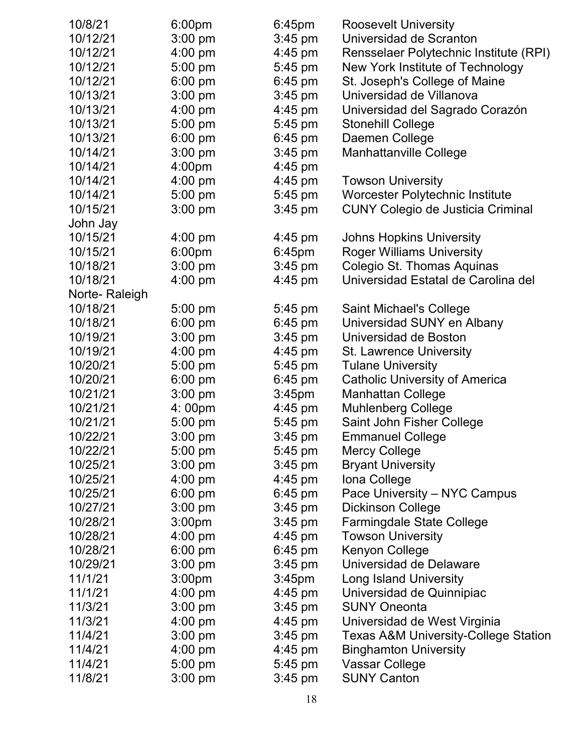| | | | |
|---|---|---|---|
| 10/8/21 | 6:00pm | 6:45pm | Roosevelt University |
| 10/12/21 | 3:00 pm | 3:45 pm | Universidad de Scranton |
| 10/12/21 | 4:00 pm | 4:45 pm | Rensselaer Polytechnic Institute (RPI) |
| 10/12/21 | 5:00 pm | 5:45 pm | New York Institute of Technology |
| 10/12/21 | 6:00 pm | 6:45 pm | St. Joseph's College of Maine |
| 10/13/21 | 3:00 pm | 3:45 pm | Universidad de Villanova |
| 10/13/21 | 4:00 pm | 4:45 pm | Universidad del Sagrado Corazón |
| 10/13/21 | 5:00 pm | 5:45 pm | Stonehill College |
| 10/13/21 | 6:00 pm | 6:45 pm | Daemen College |
| 10/14/21 | 3:00 pm | 3:45 pm | Manhattanville College |
| 10/14/21 | 4:00pm | 4:45 pm | |
| 10/14/21 | 4:00 pm | 4:45 pm | Towson University |
| 10/14/21 | 5:00 pm | 5:45 pm | Worcester Polytechnic Institute |
| 10/15/21 | 3:00 pm | 3:45 pm | CUNY Colegio de Justicia Criminal John Jay |
| 10/15/21 | 4:00 pm | 4:45 pm | Johns Hopkins University |
| 10/15/21 | 6:00pm | 6:45pm | Roger Williams University |
| 10/18/21 | 3:00 pm | 3:45 pm | Colegio St. Thomas Aquinas |
| 10/18/21 | 4:00 pm | 4:45 pm | Universidad Estatal de Carolina del Norte- Raleigh |
| 10/18/21 | 5:00 pm | 5:45 pm | Saint Michael's College |
| 10/18/21 | 6:00 pm | 6:45 pm | Universidad SUNY en Albany |
| 10/19/21 | 3:00 pm | 3:45 pm | Universidad de Boston |
| 10/19/21 | 4:00 pm | 4:45 pm | St. Lawrence University |
| 10/20/21 | 5:00 pm | 5:45 pm | Tulane University |
| 10/20/21 | 6:00 pm | 6:45 pm | Catholic University of America |
| 10/21/21 | 3:00 pm | 3:45pm | Manhattan College |
| 10/21/21 | 4: 00pm | 4:45 pm | Muhlenberg College |
| 10/21/21 | 5:00 pm | 5:45 pm | Saint John Fisher College |
| 10/22/21 | 3:00 pm | 3:45 pm | Emmanuel College |
| 10/22/21 | 5:00 pm | 5:45 pm | Mercy College |
| 10/25/21 | 3:00 pm | 3:45 pm | Bryant University |
| 10/25/21 | 4:00 pm | 4:45 pm | Iona College |
| 10/25/21 | 6:00 pm | 6:45 pm | Pace University – NYC Campus |
| 10/27/21 | 3:00 pm | 3:45 pm | Dickinson College |
| 10/28/21 | 3:00pm | 3:45 pm | Farmingdale State College |
| 10/28/21 | 4:00 pm | 4:45 pm | Towson University |
| 10/28/21 | 6:00 pm | 6:45 pm | Kenyon College |
| 10/29/21 | 3:00 pm | 3:45 pm | Universidad de Delaware |
| 11/1/21 | 3:00pm | 3:45pm | Long Island University |
| 11/1/21 | 4:00 pm | 4:45 pm | Universidad de Quinnipiac |
| 11/3/21 | 3:00 pm | 3:45 pm | SUNY Oneonta |
| 11/3/21 | 4:00 pm | 4:45 pm | Universidad de West Virginia |
| 11/4/21 | 3:00 pm | 3:45 pm | Texas A&M University-College Station |
| 11/4/21 | 4:00 pm | 4:45 pm | Binghamton University |
| 11/4/21 | 5:00 pm | 5:45 pm | Vassar College |
| 11/8/21 | 3:00 pm | 3:45 pm | SUNY Canton |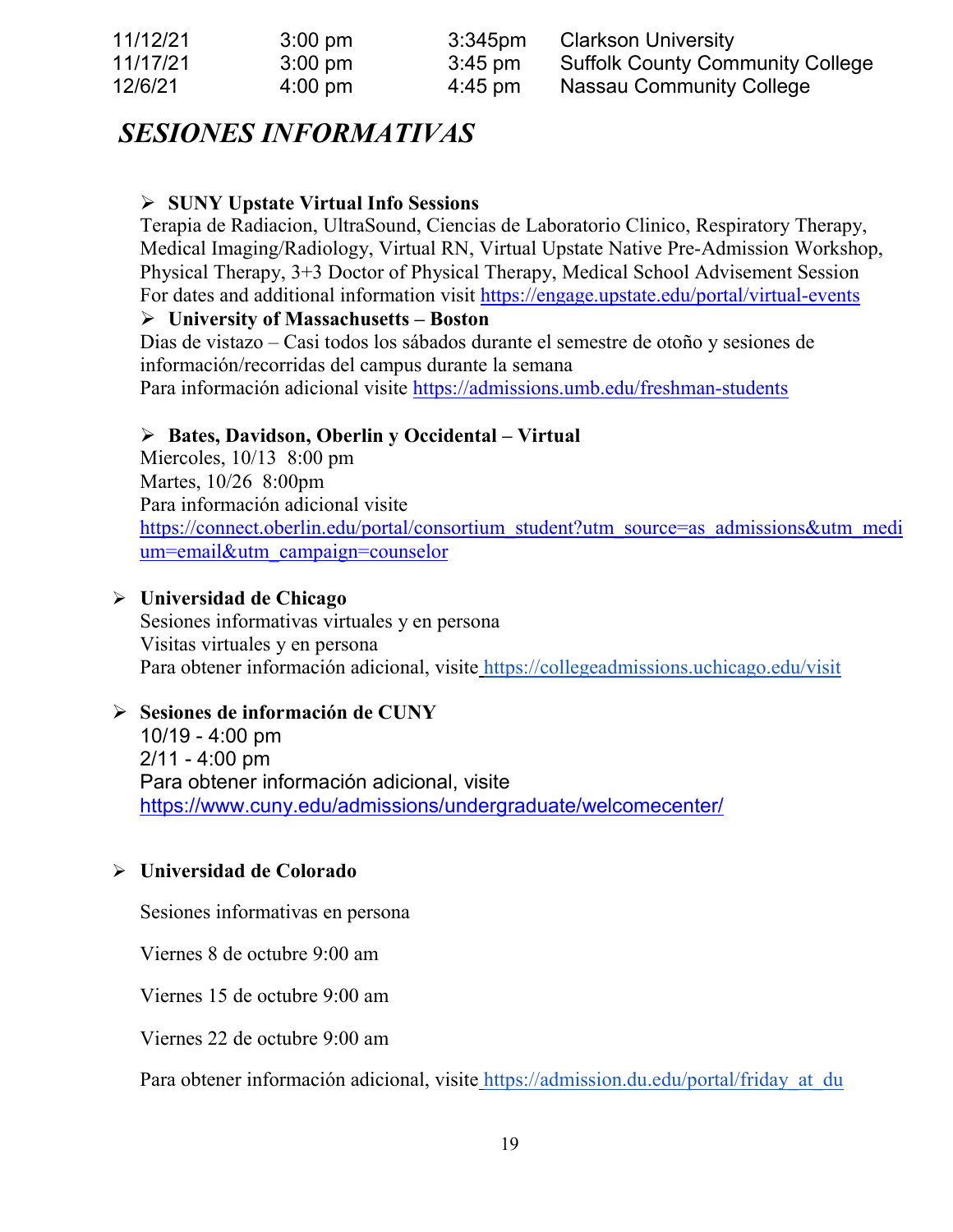| 11/12/21 | 3:00 pm | 3:345pm | Clarkson University |
|---|---|---|---|
| 11/17/21 | 3:00 pm | 3:45 pm | Suffolk County Community College |
| 12/6/21 | 4:00 pm | 4:45 pm | Nassau Community College |

## *SESIONES INFORMATIVAS*

- **SUNY Upstate Virtual Info Sessions**
  Terapia de Radiacion, UltraSound, Ciencias de Laboratorio Clinico, Respiratory Therapy, Medical Imaging/Radiology, Virtual RN, Virtual Upstate Native Pre-Admission Workshop, Physical Therapy, 3+3 Doctor of Physical Therapy, Medical School Advisement Session
  For dates and additional information visit https://engage.upstate.edu/portal/virtual-events
- **University of Massachusetts – Boston**
  Dias de vistazo – Casi todos los sábados durante el semestre de otoño y sesiones de información/recorridas del campus durante la semana
  Para información adicional visite https://admissions.umb.edu/freshman-students

- **Bates, Davidson, Oberlin y Occidental – Virtual**
  Miercoles, 10/13 8:00 pm
  Martes, 10/26 8:00pm
  Para información adicional visite
  https://connect.oberlin.edu/portal/consortium_student?utm_source=as_admissions&utm_medium=email&utm_campaign=counselor

- **Universidad de Chicago**
  Sesiones informativas virtuales y en persona
  Visitas virtuales y en persona
  Para obtener información adicional, visite https://collegeadmissions.uchicago.edu/visit

- **Sesiones de información de CUNY**
  10/19 - 4:00 pm
  2/11 - 4:00 pm
  Para obtener información adicional, visite
  https://www.cuny.edu/admissions/undergraduate/welcomecenter/

- **Universidad de Colorado**

  Sesiones informativas en persona

  Viernes 8 de octubre 9:00 am

  Viernes 15 de octubre 9:00 am

  Viernes 22 de octubre 9:00 am

  Para obtener información adicional, visite https://admission.du.edu/portal/friday_at_du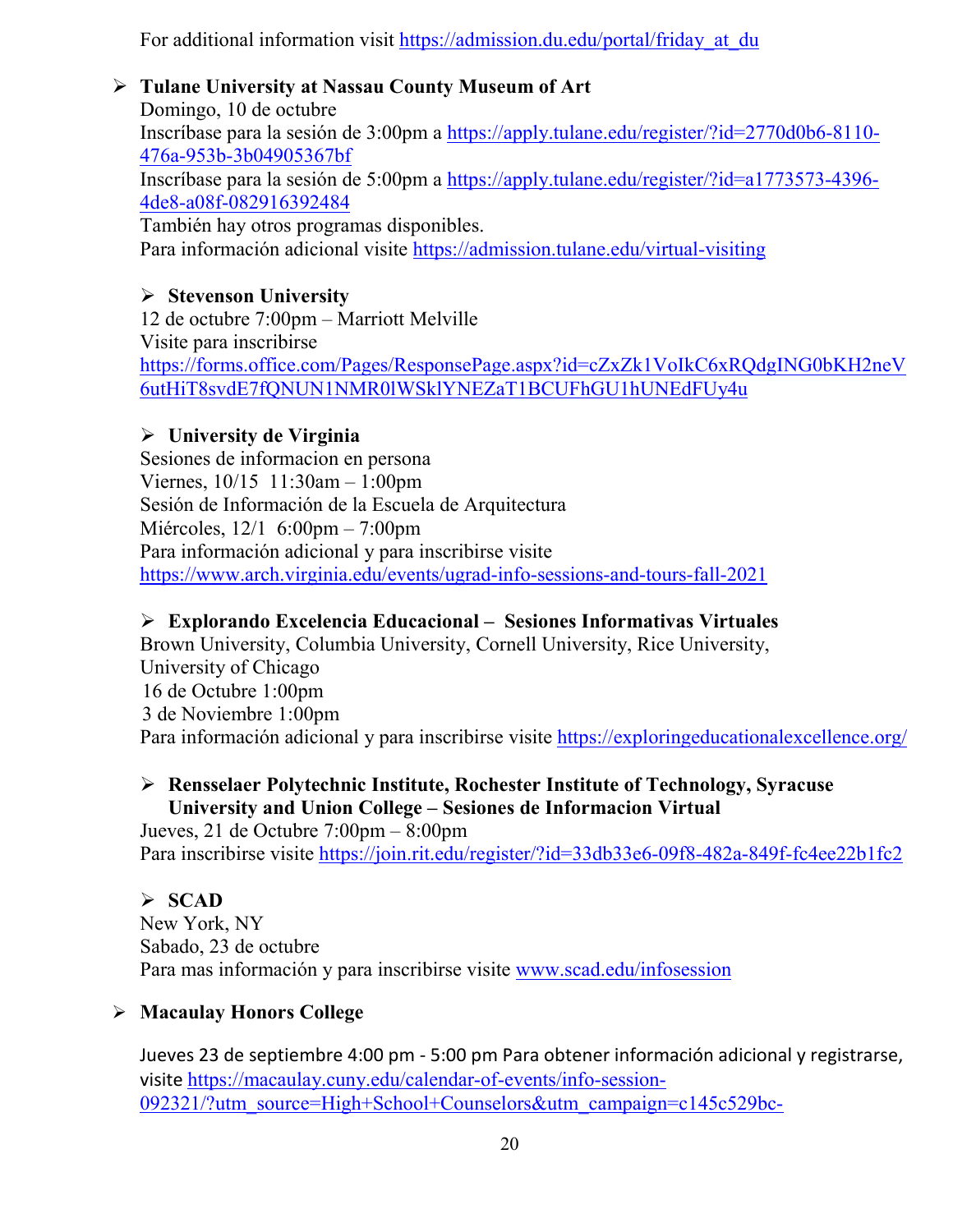For additional information visit https://admission.du.edu/portal/friday_at_du

- **Tulane University at Nassau County Museum of Art**
  Domingo, 10 de octubre
  Inscríbase para la sesión de 3:00pm a https://apply.tulane.edu/register/?id=2770d0b6-8110-476a-953b-3b04905367bf
  Inscríbase para la sesión de 5:00pm a https://apply.tulane.edu/register/?id=a1773573-4396-4de8-a08f-082916392484
  También hay otros programas disponibles.
  Para información adicional visite https://admission.tulane.edu/virtual-visiting

- **Stevenson University**
  12 de octubre 7:00pm – Marriott Melville
  Visite para inscribirse
  https://forms.office.com/Pages/ResponsePage.aspx?id=cZxZk1VoIkC6xRQdgING0bKH2neV6utHiT8svdE7fQNUN1NMR0lWSklYNEZaT1BCUFhGU1hUNEdFUy4u

- **University de Virginia**
  Sesiones de informacion en persona
  Viernes, 10/15 11:30am – 1:00pm
  Sesión de Información de la Escuela de Arquitectura
  Miércoles, 12/1 6:00pm – 7:00pm
  Para información adicional y para inscribirse visite
  https://www.arch.virginia.edu/events/ugrad-info-sessions-and-tours-fall-2021

- **Explorando Excelencia Educacional – Sesiones Informativas Virtuales**
  Brown University, Columbia University, Cornell University, Rice University, University of Chicago
  16 de Octubre 1:00pm
  3 de Noviembre 1:00pm
  Para información adicional y para inscribirse visite https://exploringeducationalexcellence.org/

- **Rensselaer Polytechnic Institute, Rochester Institute of Technology, Syracuse University and Union College – Sesiones de Informacion Virtual**
  Jueves, 21 de Octubre 7:00pm – 8:00pm
  Para inscribirse visite https://join.rit.edu/register/?id=33db33e6-09f8-482a-849f-fc4ee22b1fc2

- **SCAD**
  New York, NY
  Sabado, 23 de octubre
  Para mas información y para inscribirse visite www.scad.edu/infosession

- **Macaulay Honors College**

  Jueves 23 de septiembre 4:00 pm - 5:00 pm Para obtener información adicional y registrarse, visite https://macaulay.cuny.edu/calendar-of-events/info-session-092321/?utm_source=High+School+Counselors&utm_campaign=c145c529bc-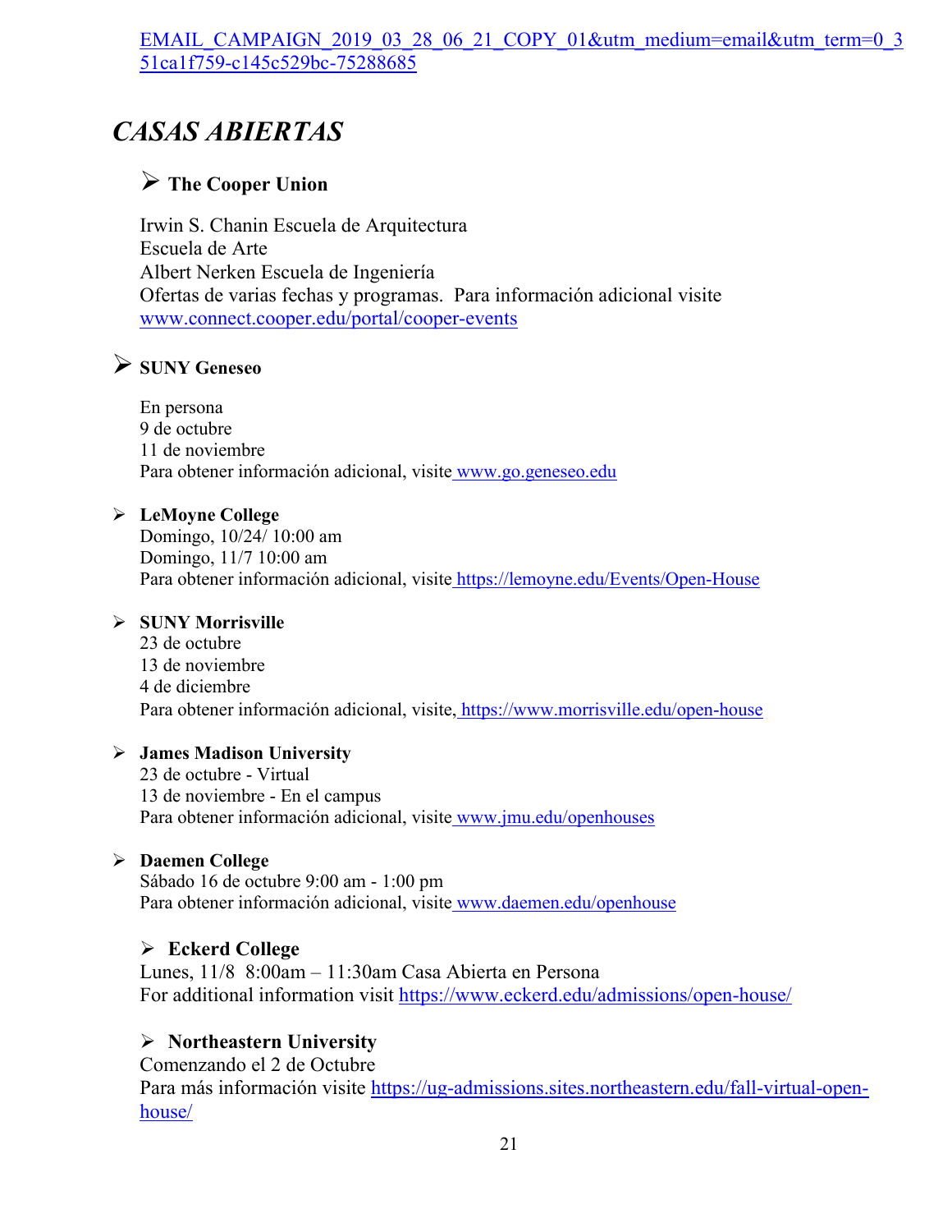EMAIL_CAMPAIGN_2019_03_28_06_21_COPY_01&utm_medium=email&utm_term=0_351ca1f759-c145c529bc-75288685

## *CASAS ABIERTAS*

- **The Cooper Union**

  Irwin S. Chanin Escuela de Arquitectura
  Escuela de Arte
  Albert Nerken Escuela de Ingeniería
  Ofertas de varias fechas y programas. Para información adicional visite www.connect.cooper.edu/portal/cooper-events

- **SUNY Geneseo**

  En persona
  9 de octubre
  11 de noviembre
  Para obtener información adicional, visite www.go.geneseo.edu

- **LeMoyne College**
  Domingo, 10/24/ 10:00 am
  Domingo, 11/7 10:00 am
  Para obtener información adicional, visite https://lemoyne.edu/Events/Open-House

- **SUNY Morrisville**
  23 de octubre
  13 de noviembre
  4 de diciembre
  Para obtener información adicional, visite, https://www.morrisville.edu/open-house

- **James Madison University**
  23 de octubre - Virtual
  13 de noviembre - En el campus
  Para obtener información adicional, visite www.jmu.edu/openhouses

- **Daemen College**
  Sábado 16 de octubre 9:00 am - 1:00 pm
  Para obtener información adicional, visite www.daemen.edu/openhouse

- **Eckerd College**
  Lunes, 11/8 8:00am – 11:30am Casa Abierta en Persona
  For additional information visit https://www.eckerd.edu/admissions/open-house/

- **Northeastern University**
  Comenzando el 2 de Octubre
  Para más información visite https://ug-admissions.sites.northeastern.edu/fall-virtual-open-house/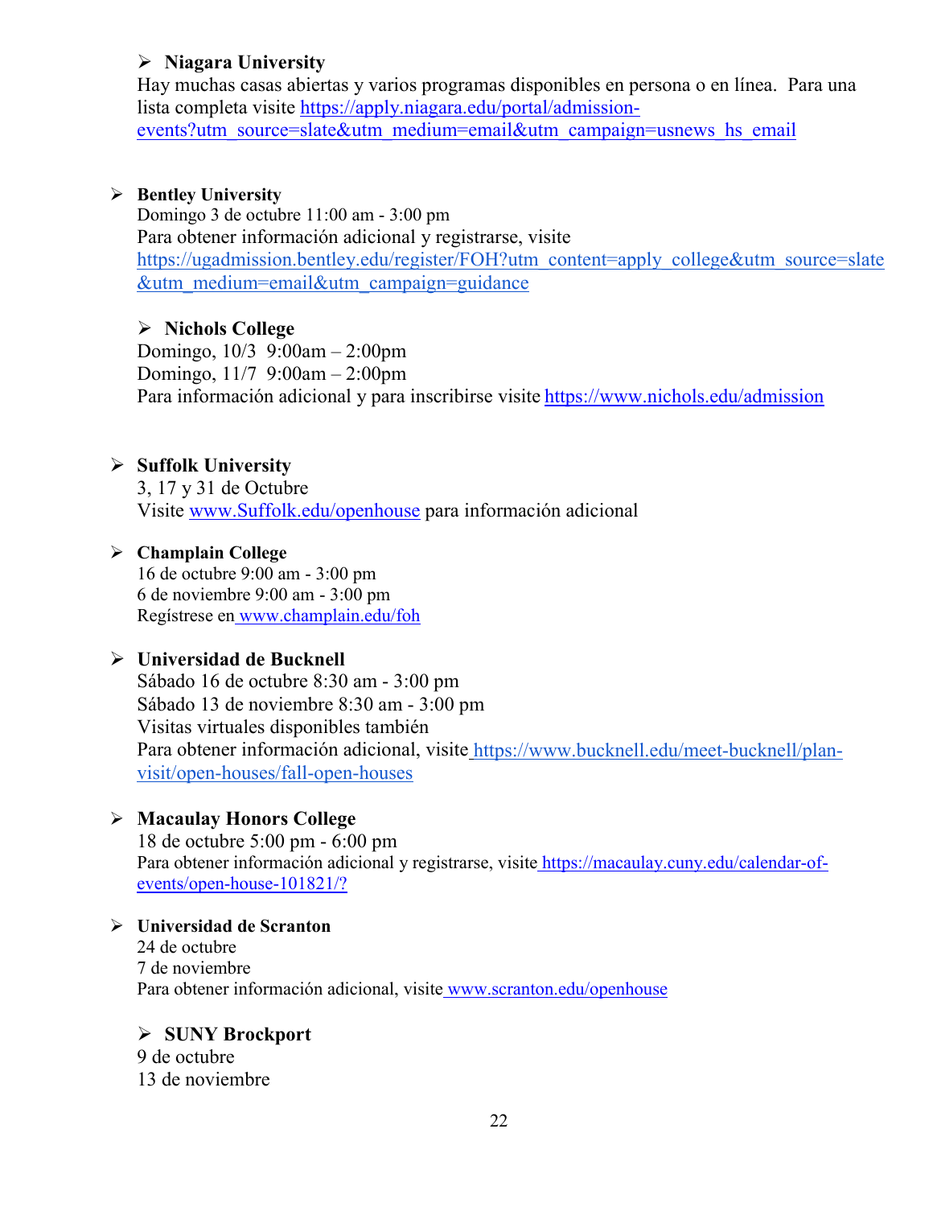- **Niagara University**
  Hay muchas casas abiertas y varios programas disponibles en persona o en línea. Para una lista completa visite https://apply.niagara.edu/portal/admission-events?utm_source=slate&utm_medium=email&utm_campaign=usnews_hs_email

- **Bentley University**
  Domingo 3 de octubre 11:00 am - 3:00 pm
  Para obtener información adicional y registrarse, visite https://ugadmission.bentley.edu/register/FOH?utm_content=apply_college&utm_source=slate&utm_medium=email&utm_campaign=guidance

- **Nichols College**
  Domingo, 10/3 9:00am – 2:00pm
  Domingo, 11/7 9:00am – 2:00pm
  Para información adicional y para inscribirse visite https://www.nichols.edu/admission

- **Suffolk University**
  3, 17 y 31 de Octubre
  Visite www.Suffolk.edu/openhouse para información adicional

- **Champlain College**
  16 de octubre 9:00 am - 3:00 pm
  6 de noviembre 9:00 am - 3:00 pm
  Regístrese en www.champlain.edu/foh

- **Universidad de Bucknell**
  Sábado 16 de octubre 8:30 am - 3:00 pm
  Sábado 13 de noviembre 8:30 am - 3:00 pm
  Visitas virtuales disponibles también
  Para obtener información adicional, visite https://www.bucknell.edu/meet-bucknell/plan-visit/open-houses/fall-open-houses

- **Macaulay Honors College**
  18 de octubre 5:00 pm - 6:00 pm
  Para obtener información adicional y registrarse, visite https://macaulay.cuny.edu/calendar-of-events/open-house-101821/?

- **Universidad de Scranton**
  24 de octubre
  7 de noviembre
  Para obtener información adicional, visite www.scranton.edu/openhouse

- **SUNY Brockport**
  9 de octubre
  13 de noviembre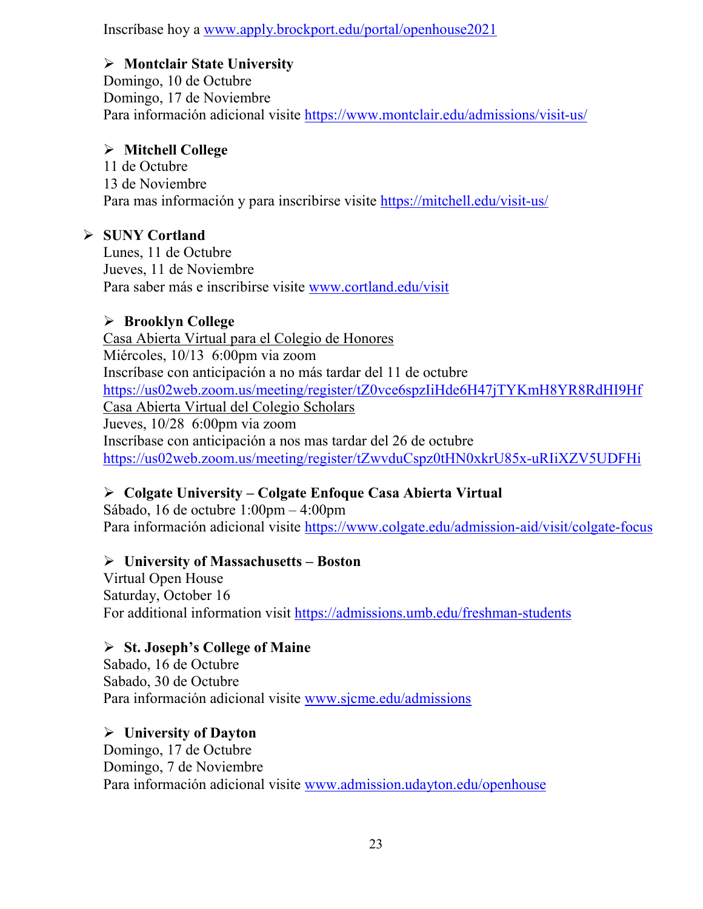Inscríbase hoy a www.apply.brockport.edu/portal/openhouse2021

- **Montclair State University**
  Domingo, 10 de Octubre
  Domingo, 17 de Noviembre
  Para información adicional visite https://www.montclair.edu/admissions/visit-us/

- **Mitchell College**
  11 de Octubre
  13 de Noviembre
  Para mas información y para inscribirse visite https://mitchell.edu/visit-us/

- **SUNY Cortland**
  Lunes, 11 de Octubre
  Jueves, 11 de Noviembre
  Para saber más e inscribirse visite www.cortland.edu/visit

- **Brooklyn College**
  Casa Abierta Virtual para el Colegio de Honores
  Miércoles, 10/13 6:00pm via zoom
  Inscríbase con anticipación a no más tardar del 11 de octubre
  https://us02web.zoom.us/meeting/register/tZ0vce6spzIiHde6H47jTYKmH8YR8RdHI9Hf
  Casa Abierta Virtual del Colegio Scholars
  Jueves, 10/28 6:00pm via zoom
  Inscríbase con anticipación a nos mas tardar del 26 de octubre
  https://us02web.zoom.us/meeting/register/tZwvduCspz0tHN0xkrU85x-uRIiXZV5UDFHi

- **Colgate University – Colgate Enfoque Casa Abierta Virtual**
  Sábado, 16 de octubre 1:00pm – 4:00pm
  Para información adicional visite https://www.colgate.edu/admission-aid/visit/colgate-focus

- **University of Massachusetts – Boston**
  Virtual Open House
  Saturday, October 16
  For additional information visit https://admissions.umb.edu/freshman-students

- **St. Joseph's College of Maine**
  Sabado, 16 de Octubre
  Sabado, 30 de Octubre
  Para información adicional visite www.sjcme.edu/admissions

- **University of Dayton**
  Domingo, 17 de Octubre
  Domingo, 7 de Noviembre
  Para información adicional visite www.admission.udayton.edu/openhouse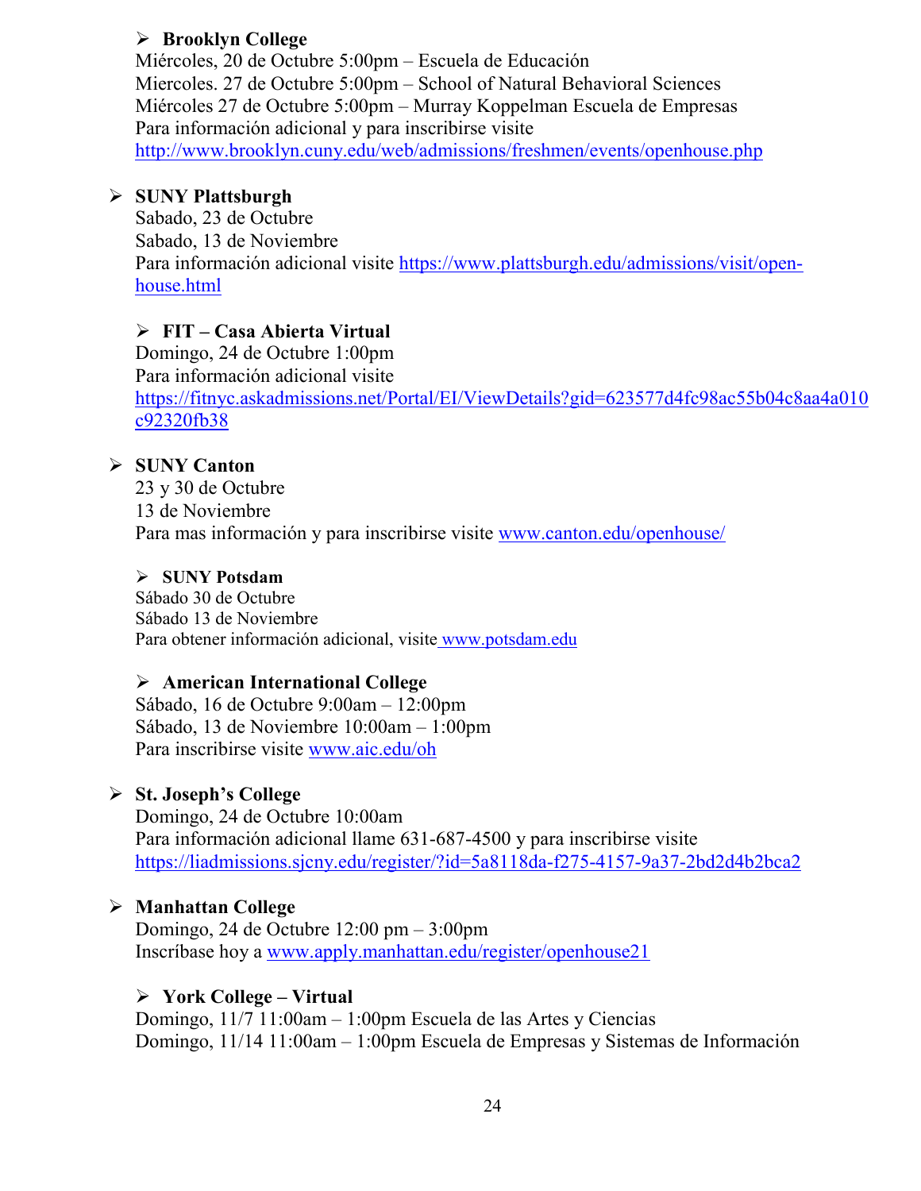- **Brooklyn College**
  Miércoles, 20 de Octubre 5:00pm – Escuela de Educación
  Miercoles. 27 de Octubre 5:00pm – School of Natural Behavioral Sciences
  Miércoles 27 de Octubre 5:00pm – Murray Koppelman Escuela de Empresas
  Para información adicional y para inscribirse visite
  http://www.brooklyn.cuny.edu/web/admissions/freshmen/events/openhouse.php

- **SUNY Plattsburgh**
  Sabado, 23 de Octubre
  Sabado, 13 de Noviembre
  Para información adicional visite https://www.plattsburgh.edu/admissions/visit/open-house.html

- **FIT – Casa Abierta Virtual**
  Domingo, 24 de Octubre 1:00pm
  Para información adicional visite
  https://fitnyc.askadmissions.net/Portal/EI/ViewDetails?gid=623577d4fc98ac55b04c8aa4a010c92320fb38

- **SUNY Canton**
  23 y 30 de Octubre
  13 de Noviembre
  Para mas información y para inscribirse visite www.canton.edu/openhouse/

- **SUNY Potsdam**
  Sábado 30 de Octubre
  Sábado 13 de Noviembre
  Para obtener información adicional, visite www.potsdam.edu

- **American International College**
  Sábado, 16 de Octubre 9:00am – 12:00pm
  Sábado, 13 de Noviembre 10:00am – 1:00pm
  Para inscribirse visite www.aic.edu/oh

- **St. Joseph's College**
  Domingo, 24 de Octubre 10:00am
  Para información adicional llame 631-687-4500 y para inscribirse visite
  https://liadmissions.sjcny.edu/register/?id=5a8118da-f275-4157-9a37-2bd2d4b2bca2

- **Manhattan College**
  Domingo, 24 de Octubre 12:00 pm – 3:00pm
  Inscríbase hoy a www.apply.manhattan.edu/register/openhouse21

- **York College – Virtual**
  Domingo, 11/7 11:00am – 1:00pm Escuela de las Artes y Ciencias
  Domingo, 11/14 11:00am – 1:00pm Escuela de Empresas y Sistemas de Información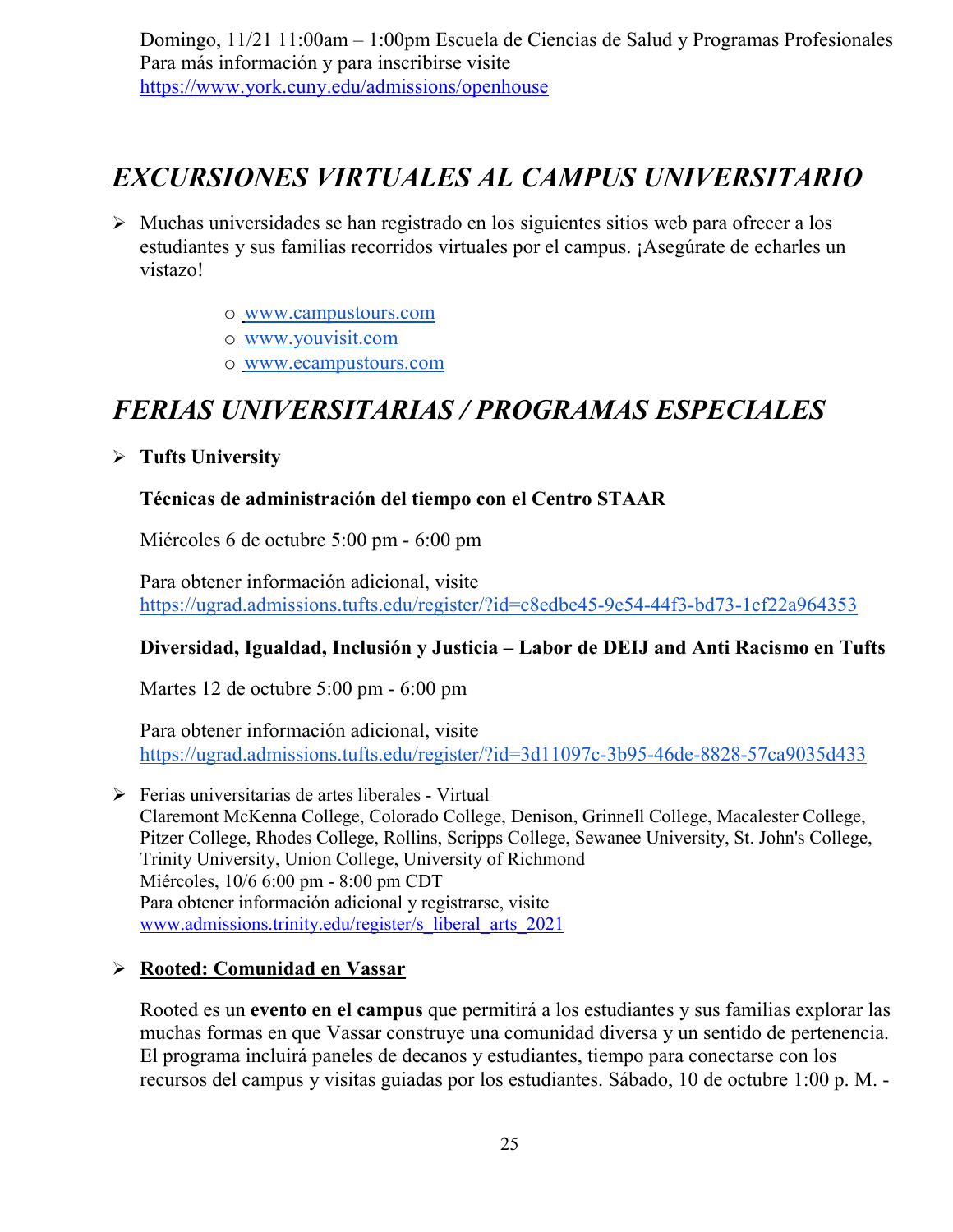Domingo, 11/21 11:00am – 1:00pm Escuela de Ciencias de Salud y Programas Profesionales
Para más información y para inscribirse visite
https://www.york.cuny.edu/admissions/openhouse

## *EXCURSIONES VIRTUALES AL CAMPUS UNIVERSITARIO*

- Muchas universidades se han registrado en los siguientes sitios web para ofrecer a los estudiantes y sus familias recorridos virtuales por el campus. ¡Asegúrate de echarles un vistazo!
  - www.campustours.com
  - www.youvisit.com
  - www.ecampustours.com

## *FERIAS UNIVERSITARIAS / PROGRAMAS ESPECIALES*

- **Tufts University**

  **Técnicas de administración del tiempo con el Centro STAAR**

  Miércoles 6 de octubre 5:00 pm - 6:00 pm

  Para obtener información adicional, visite
  https://ugrad.admissions.tufts.edu/register/?id=c8edbe45-9e54-44f3-bd73-1cf22a964353

  **Diversidad, Igualdad, Inclusión y Justicia – Labor de DEIJ and Anti Racismo en Tufts**

  Martes 12 de octubre 5:00 pm - 6:00 pm

  Para obtener información adicional, visite
  https://ugrad.admissions.tufts.edu/register/?id=3d11097c-3b95-46de-8828-57ca9035d433

- Ferias universitarias de artes liberales - Virtual
  Claremont McKenna College, Colorado College, Denison, Grinnell College, Macalester College, Pitzer College, Rhodes College, Rollins, Scripps College, Sewanee University, St. John's College, Trinity University, Union College, University of Richmond
  Miércoles, 10/6 6:00 pm - 8:00 pm CDT
  Para obtener información adicional y registrarse, visite
  www.admissions.trinity.edu/register/s_liberal_arts_2021

- **Rooted: Comunidad en Vassar**

  Rooted es un **evento en el campus** que permitirá a los estudiantes y sus familias explorar las muchas formas en que Vassar construye una comunidad diversa y un sentido de pertenencia. El programa incluirá paneles de decanos y estudiantes, tiempo para conectarse con los recursos del campus y visitas guiadas por los estudiantes. Sábado, 10 de octubre 1:00 p. M. -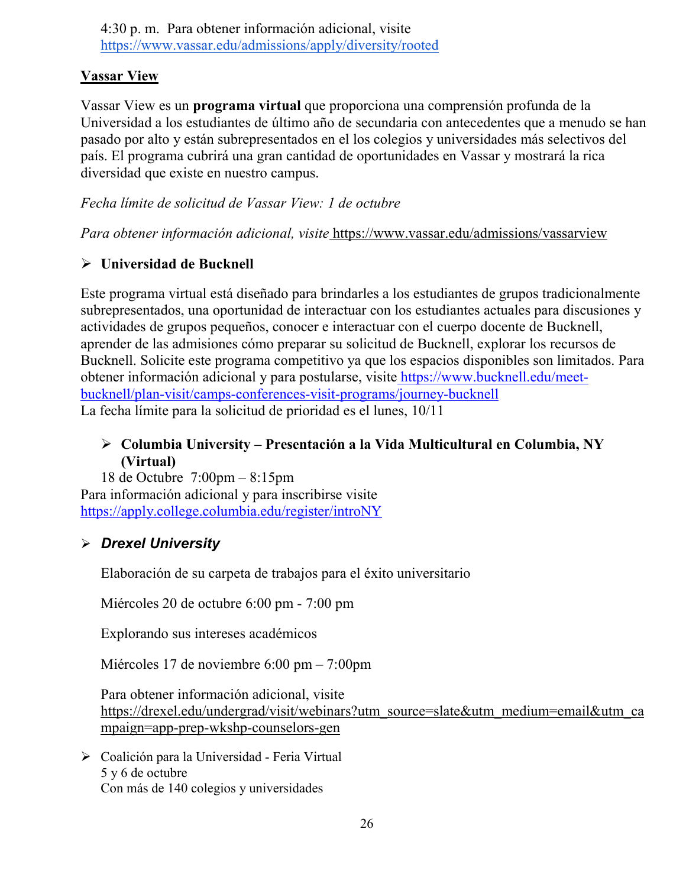4:30 p. m.  Para obtener información adicional, visite https://www.vassar.edu/admissions/apply/diversity/rooted

**Vassar View**

Vassar View es un **programa virtual** que proporciona una comprensión profunda de la Universidad a los estudiantes de último año de secundaria con antecedentes que a menudo se han pasado por alto y están subrepresentados en el los colegios y universidades más selectivos del país. El programa cubrirá una gran cantidad de oportunidades en Vassar y mostrará la rica diversidad que existe en nuestro campus.

*Fecha límite de solicitud de Vassar View: 1 de octubre*

*Para obtener información adicional, visite* https://www.vassar.edu/admissions/vassarview

- **Universidad de Bucknell**

Este programa virtual está diseñado para brindarles a los estudiantes de grupos tradicionalmente subrepresentados, una oportunidad de interactuar con los estudiantes actuales para discusiones y actividades de grupos pequeños, conocer e interactuar con el cuerpo docente de Bucknell, aprender de las admisiones cómo preparar su solicitud de Bucknell, explorar los recursos de Bucknell. Solicite este programa competitivo ya que los espacios disponibles son limitados. Para obtener información adicional y para postularse, visite https://www.bucknell.edu/meet-bucknell/plan-visit/camps-conferences-visit-programs/journey-bucknell
La fecha límite para la solicitud de prioridad es el lunes, 10/11

- **Columbia University – Presentación a la Vida Multicultural en Columbia, NY (Virtual)**

18 de Octubre  7:00pm – 8:15pm
Para información adicional y para inscribirse visite https://apply.college.columbia.edu/register/introNY

- ***Drexel University***

Elaboración de su carpeta de trabajos para el éxito universitario

Miércoles 20 de octubre 6:00 pm - 7:00 pm

Explorando sus intereses académicos

Miércoles 17 de noviembre 6:00 pm – 7:00pm

Para obtener información adicional, visite https://drexel.edu/undergrad/visit/webinars?utm_source=slate&utm_medium=email&utm_campaign=app-prep-wkshp-counselors-gen

- Coalición para la Universidad - Feria Virtual
  5 y 6 de octubre
  Con más de 140 colegios y universidades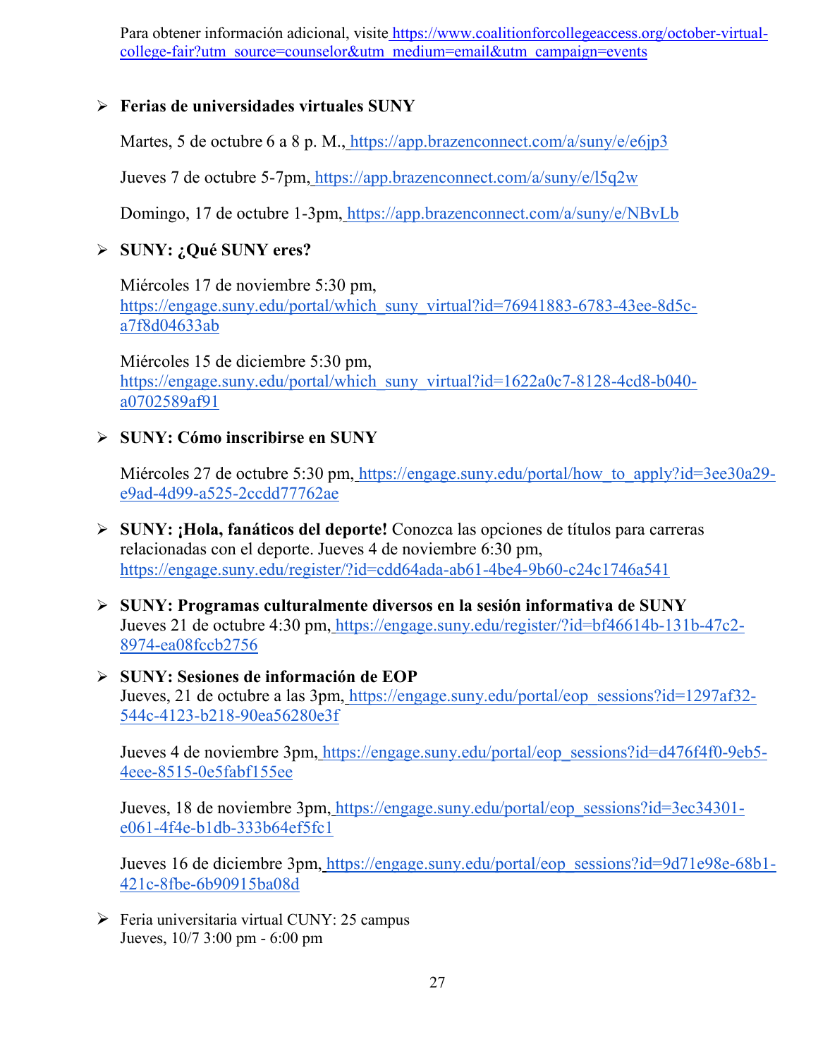Para obtener información adicional, visite https://www.coalitionforcollegeaccess.org/october-virtual-college-fair?utm_source=counselor&utm_medium=email&utm_campaign=events

- **Ferias de universidades virtuales SUNY**

  Martes, 5 de octubre 6 a 8 p. M., https://app.brazenconnect.com/a/suny/e/e6jp3

  Jueves 7 de octubre 5-7pm, https://app.brazenconnect.com/a/suny/e/l5q2w

  Domingo, 17 de octubre 1-3pm, https://app.brazenconnect.com/a/suny/e/NBvLb

- **SUNY: ¿Qué SUNY eres?**

  Miércoles 17 de noviembre 5:30 pm, https://engage.suny.edu/portal/which_suny_virtual?id=76941883-6783-43ee-8d5c-a7f8d04633ab

  Miércoles 15 de diciembre 5:30 pm, https://engage.suny.edu/portal/which_suny_virtual?id=1622a0c7-8128-4cd8-b040-a0702589af91

- **SUNY: Cómo inscribirse en SUNY**

  Miércoles 27 de octubre 5:30 pm, https://engage.suny.edu/portal/how_to_apply?id=3ee30a29-e9ad-4d99-a525-2ccdd77762ae

- **SUNY: ¡Hola, fanáticos del deporte!** Conozca las opciones de títulos para carreras relacionadas con el deporte. Jueves 4 de noviembre 6:30 pm, https://engage.suny.edu/register/?id=cdd64ada-ab61-4be4-9b60-c24c1746a541

- **SUNY: Programas culturalmente diversos en la sesión informativa de SUNY**
  Jueves 21 de octubre 4:30 pm, https://engage.suny.edu/register/?id=bf46614b-131b-47c2-8974-ea08fccb2756

- **SUNY: Sesiones de información de EOP**
  Jueves, 21 de octubre a las 3pm, https://engage.suny.edu/portal/eop_sessions?id=1297af32-544c-4123-b218-90ea56280e3f

  Jueves 4 de noviembre 3pm, https://engage.suny.edu/portal/eop_sessions?id=d476f4f0-9eb5-4eee-8515-0e5fabf155ee

  Jueves, 18 de noviembre 3pm, https://engage.suny.edu/portal/eop_sessions?id=3ec34301-e061-4f4e-b1db-333b64ef5fc1

  Jueves 16 de diciembre 3pm, https://engage.suny.edu/portal/eop_sessions?id=9d71e98e-68b1-421c-8fbe-6b90915ba08d

- Feria universitaria virtual CUNY: 25 campus
  Jueves, 10/7 3:00 pm - 6:00 pm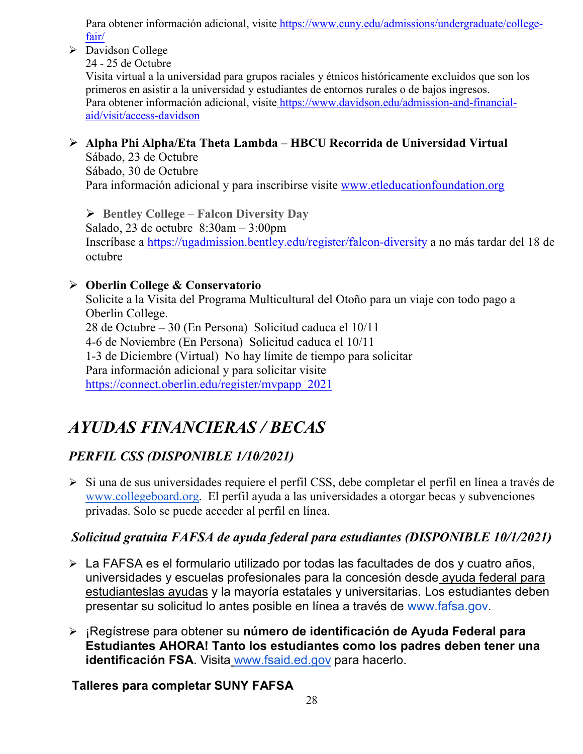Para obtener información adicional, visite [https://www.cuny.edu/admissions/undergraduate/college-fair/](https://www.cuny.edu/admissions/undergraduate/college-fair/)

- Davidson College
  24 - 25 de Octubre
  Visita virtual a la universidad para grupos raciales y étnicos históricamente excluidos que son los primeros en asistir a la universidad y estudiantes de entornos rurales o de bajos ingresos.
  Para obtener información adicional, visite [https://www.davidson.edu/admission-and-financial-aid/visit/access-davidson](https://www.davidson.edu/admission-and-financial-aid/visit/access-davidson)

- **Alpha Phi Alpha/Eta Theta Lambda – HBCU Recorrida de Universidad Virtual**
  Sábado, 23 de Octubre
  Sábado, 30 de Octubre
  Para información adicional y para inscribirse visite [www.etleducationfoundation.org](www.etleducationfoundation.org)

- **Bentley College – Falcon Diversity Day**
  Salado, 23 de octubre 8:30am – 3:00pm
  Inscríbase a [https://ugadmission.bentley.edu/register/falcon-diversity](https://ugadmission.bentley.edu/register/falcon-diversity) a no más tardar del 18 de octubre

- **Oberlin College & Conservatorio**
  Solicite a la Visita del Programa Multicultural del Otoño para un viaje con todo pago a Oberlin College.
  28 de Octubre – 30 (En Persona) Solicitud caduca el 10/11
  4-6 de Noviembre (En Persona) Solicitud caduca el 10/11
  1-3 de Diciembre (Virtual) No hay límite de tiempo para solicitar
  Para información adicional y para solicitar visite
  [https://connect.oberlin.edu/register/mvpapp_2021](https://connect.oberlin.edu/register/mvpapp_2021)

# *AYUDAS FINANCIERAS / BECAS*

## *PERFIL CSS (DISPONIBLE 1/10/2021)*

- Si una de sus universidades requiere el perfil CSS, debe completar el perfil en línea a través de [www.collegeboard.org](www.collegeboard.org). El perfil ayuda a las universidades a otorgar becas y subvenciones privadas. Solo se puede acceder al perfil en línea.

## *Solicitud gratuita FAFSA de ayuda federal para estudiantes (DISPONIBLE 10/1/2021)*

- La FAFSA es el formulario utilizado por todas las facultades de dos y cuatro años, universidades y escuelas profesionales para la concesión desde ayuda federal para estudianteslas ayudas y la mayoría estatales y universitarias. Los estudiantes deben presentar su solicitud lo antes posible en línea a través de [www.fafsa.gov](www.fafsa.gov).

- ¡Regístrese para obtener su **número de identificación de Ayuda Federal para Estudiantes AHORA! Tanto los estudiantes como los padres deben tener una identificación FSA**. Visita [www.fsaid.ed.gov](www.fsaid.ed.gov) para hacerlo.

### Talleres para completar SUNY FAFSA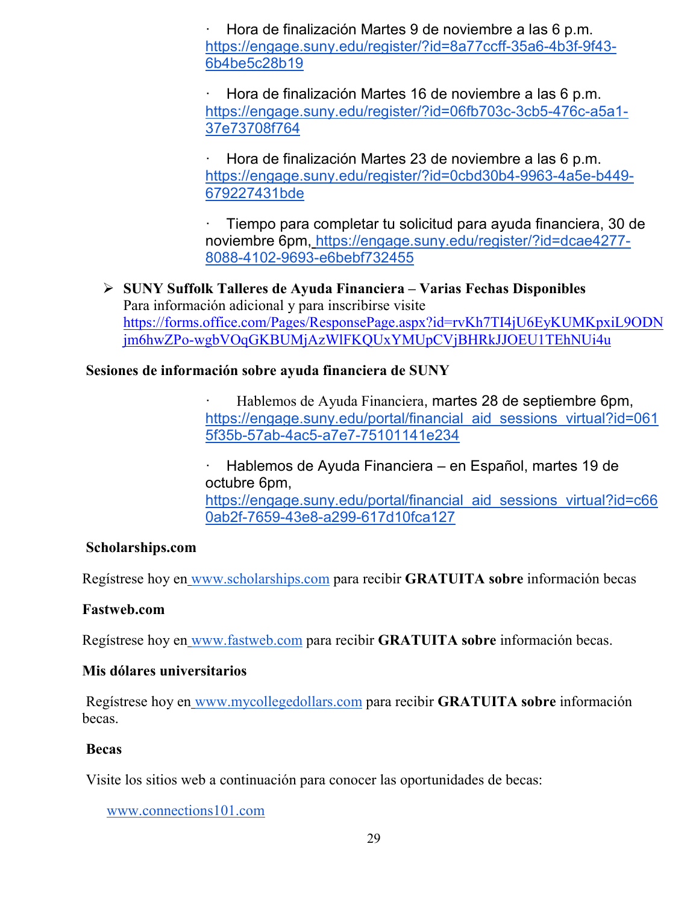· Hora de finalización Martes 9 de noviembre a las 6 p.m. https://engage.suny.edu/register/?id=8a77ccff-35a6-4b3f-9f43-6b4be5c28b19

· Hora de finalización Martes 16 de noviembre a las 6 p.m. https://engage.suny.edu/register/?id=06fb703c-3cb5-476c-a5a1-37e73708f764

· Hora de finalización Martes 23 de noviembre a las 6 p.m. https://engage.suny.edu/register/?id=0cbd30b4-9963-4a5e-b449-679227431bde

· Tiempo para completar tu solicitud para ayuda financiera, 30 de noviembre 6pm, https://engage.suny.edu/register/?id=dcae4277-8088-4102-9693-e6bebf732455

- **SUNY Suffolk Talleres de Ayuda Financiera – Varias Fechas Disponibles**
  Para información adicional y para inscribirse visite https://forms.office.com/Pages/ResponsePage.aspx?id=rvKh7TI4jU6EyKUMKpxiL9ODNjm6hwZPo-wgbVOqGKBUMjAzWlFKQUxYMUpCVjBHRkJJOEU1TEhNUi4u

**Sesiones de información sobre ayuda financiera de SUNY**

· Hablemos de Ayuda Financiera, martes 28 de septiembre 6pm, https://engage.suny.edu/portal/financial_aid_sessions_virtual?id=0615f35b-57ab-4ac5-a7e7-75101141e234

· Hablemos de Ayuda Financiera – en Español, martes 19 de octubre 6pm, https://engage.suny.edu/portal/financial_aid_sessions_virtual?id=c660ab2f-7659-43e8-a299-617d10fca127

**Scholarships.com**

Regístrese hoy en www.scholarships.com para recibir **GRATUITA sobre** información becas

**Fastweb.com**

Regístrese hoy en www.fastweb.com para recibir **GRATUITA sobre** información becas.

**Mis dólares universitarios**

Regístrese hoy en www.mycollegedollars.com para recibir **GRATUITA sobre** información becas.

**Becas**

Visite los sitios web a continuación para conocer las oportunidades de becas:

www.connections101.com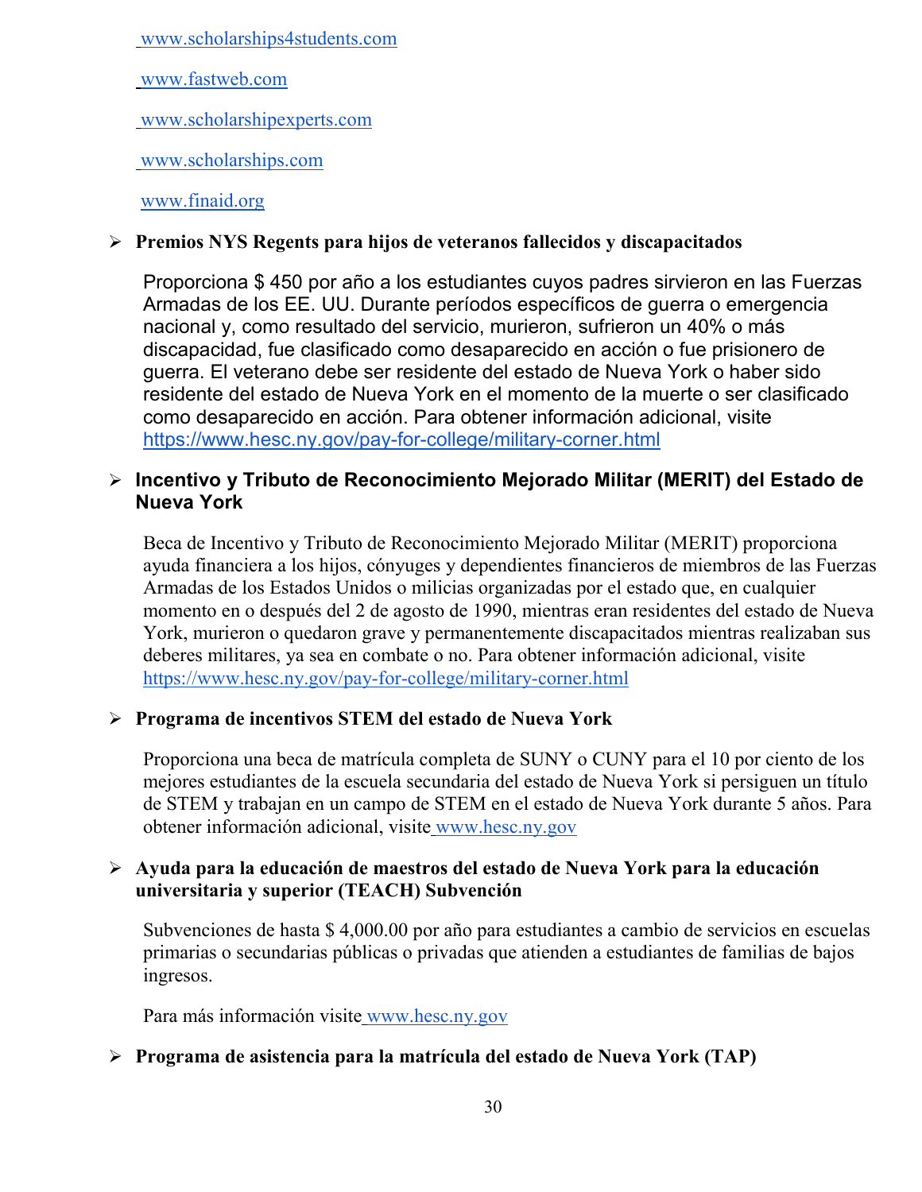www.scholarships4students.com

www.fastweb.com

www.scholarshipexperts.com

www.scholarships.com

www.finaid.org

- **Premios NYS Regents para hijos de veteranos fallecidos y discapacitados**

  Proporciona $ 450 por año a los estudiantes cuyos padres sirvieron en las Fuerzas Armadas de los EE. UU. Durante períodos específicos de guerra o emergencia nacional y, como resultado del servicio, murieron, sufrieron un 40% o más discapacidad, fue clasificado como desaparecido en acción o fue prisionero de guerra. El veterano debe ser residente del estado de Nueva York o haber sido residente del estado de Nueva York en el momento de la muerte o ser clasificado como desaparecido en acción. Para obtener información adicional, visite https://www.hesc.ny.gov/pay-for-college/military-corner.html

- **Incentivo y Tributo de Reconocimiento Mejorado Militar (MERIT) del Estado de Nueva York**

  Beca de Incentivo y Tributo de Reconocimiento Mejorado Militar (MERIT) proporciona ayuda financiera a los hijos, cónyuges y dependientes financieros de miembros de las Fuerzas Armadas de los Estados Unidos o milicias organizadas por el estado que, en cualquier momento en o después del 2 de agosto de 1990, mientras eran residentes del estado de Nueva York, murieron o quedaron grave y permanentemente discapacitados mientras realizaban sus deberes militares, ya sea en combate o no. Para obtener información adicional, visite https://www.hesc.ny.gov/pay-for-college/military-corner.html

- **Programa de incentivos STEM del estado de Nueva York**

  Proporciona una beca de matrícula completa de SUNY o CUNY para el 10 por ciento de los mejores estudiantes de la escuela secundaria del estado de Nueva York si persiguen un título de STEM y trabajan en un campo de STEM en el estado de Nueva York durante 5 años. Para obtener información adicional, visite www.hesc.ny.gov

- **Ayuda para la educación de maestros del estado de Nueva York para la educación universitaria y superior (TEACH) Subvención**

  Subvenciones de hasta $ 4,000.00 por año para estudiantes a cambio de servicios en escuelas primarias o secundarias públicas o privadas que atienden a estudiantes de familias de bajos ingresos.

  Para más información visite www.hesc.ny.gov

- **Programa de asistencia para la matrícula del estado de Nueva York (TAP)**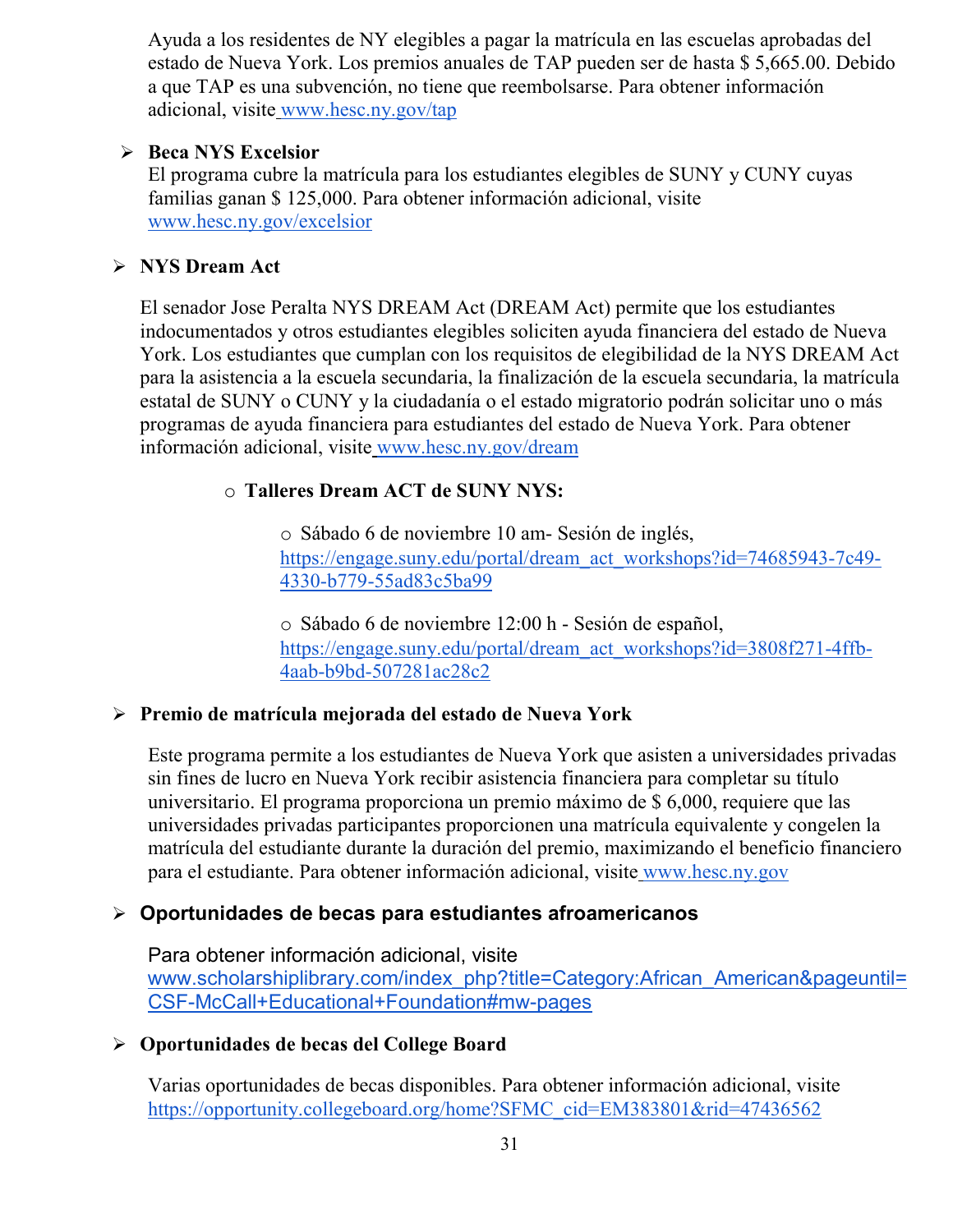Ayuda a los residentes de NY elegibles a pagar la matrícula en las escuelas aprobadas del estado de Nueva York. Los premios anuales de TAP pueden ser de hasta $ 5,665.00. Debido a que TAP es una subvención, no tiene que reembolsarse. Para obtener información adicional, visite [www.hesc.ny.gov/tap](www.hesc.ny.gov/tap)

- **Beca NYS Excelsior**
  El programa cubre la matrícula para los estudiantes elegibles de SUNY y CUNY cuyas familias ganan $ 125,000. Para obtener información adicional, visite [www.hesc.ny.gov/excelsior](www.hesc.ny.gov/excelsior)

- **NYS Dream Act**

  El senador Jose Peralta NYS DREAM Act (DREAM Act) permite que los estudiantes indocumentados y otros estudiantes elegibles soliciten ayuda financiera del estado de Nueva York. Los estudiantes que cumplan con los requisitos de elegibilidad de la NYS DREAM Act para la asistencia a la escuela secundaria, la finalización de la escuela secundaria, la matrícula estatal de SUNY o CUNY y la ciudadanía o el estado migratorio podrán solicitar uno o más programas de ayuda financiera para estudiantes del estado de Nueva York. Para obtener información adicional, visite [www.hesc.ny.gov/dream](www.hesc.ny.gov/dream)

  - **Talleres Dream ACT de SUNY NYS:**

    - Sábado 6 de noviembre 10 am- Sesión de inglés, [https://engage.suny.edu/portal/dream_act_workshops?id=74685943-7c49-4330-b779-55ad83c5ba99](https://engage.suny.edu/portal/dream_act_workshops?id=74685943-7c49-4330-b779-55ad83c5ba99)

    - Sábado 6 de noviembre 12:00 h - Sesión de español, [https://engage.suny.edu/portal/dream_act_workshops?id=3808f271-4ffb-4aab-b9bd-507281ac28c2](https://engage.suny.edu/portal/dream_act_workshops?id=3808f271-4ffb-4aab-b9bd-507281ac28c2)

- **Premio de matrícula mejorada del estado de Nueva York**

  Este programa permite a los estudiantes de Nueva York que asisten a universidades privadas sin fines de lucro en Nueva York recibir asistencia financiera para completar su título universitario. El programa proporciona un premio máximo de $ 6,000, requiere que las universidades privadas participantes proporcionen una matrícula equivalente y congelen la matrícula del estudiante durante la duración del premio, maximizando el beneficio financiero para el estudiante. Para obtener información adicional, visite [www.hesc.ny.gov](www.hesc.ny.gov)

- **Oportunidades de becas para estudiantes afroamericanos**

  Para obtener información adicional, visite [www.scholarshiplibrary.com/index_php?title=Category:African_American&pageuntil=CSF-McCall+Educational+Foundation#mw-pages](www.scholarshiplibrary.com/index_php?title=Category:African_American&pageuntil=CSF-McCall+Educational+Foundation#mw-pages)

- **Oportunidades de becas del College Board**

  Varias oportunidades de becas disponibles. Para obtener información adicional, visite [https://opportunity.collegeboard.org/home?SFMC_cid=EM383801&rid=47436562](https://opportunity.collegeboard.org/home?SFMC_cid=EM383801&rid=47436562)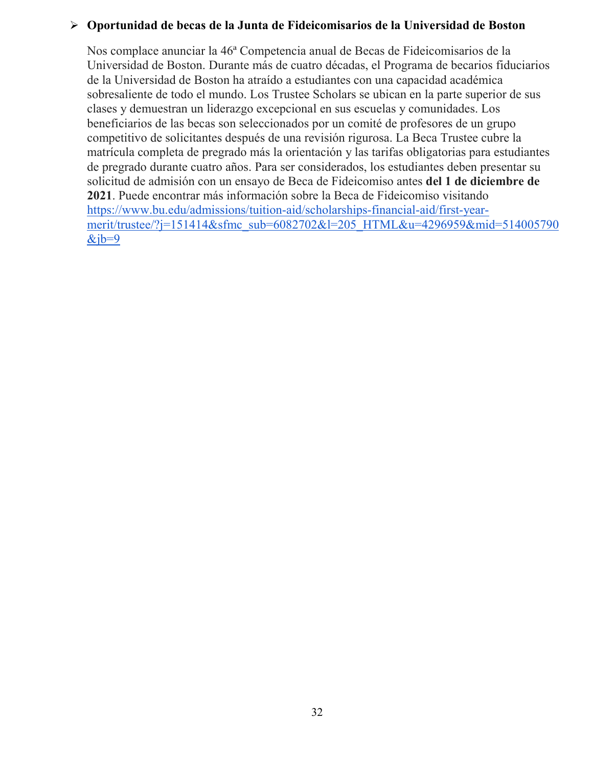- **Oportunidad de becas de la Junta de Fideicomisarios de la Universidad de Boston**

  Nos complace anunciar la 46ª Competencia anual de Becas de Fideicomisarios de la Universidad de Boston. Durante más de cuatro décadas, el Programa de becarios fiduciarios de la Universidad de Boston ha atraído a estudiantes con una capacidad académica sobresaliente de todo el mundo. Los Trustee Scholars se ubican en la parte superior de sus clases y demuestran un liderazgo excepcional en sus escuelas y comunidades. Los beneficiarios de las becas son seleccionados por un comité de profesores de un grupo competitivo de solicitantes después de una revisión rigurosa. La Beca Trustee cubre la matrícula completa de pregrado más la orientación y las tarifas obligatorias para estudiantes de pregrado durante cuatro años. Para ser considerados, los estudiantes deben presentar su solicitud de admisión con un ensayo de Beca de Fideicomiso antes **del 1 de diciembre de 2021**. Puede encontrar más información sobre la Beca de Fideicomiso visitando [https://www.bu.edu/admissions/tuition-aid/scholarships-financial-aid/first-year-merit/trustee/?j=151414&sfmc_sub=6082702&l=205_HTML&u=4296959&mid=514005790&jb=9](https://www.bu.edu/admissions/tuition-aid/scholarships-financial-aid/first-year-merit/trustee/?j=151414&sfmc_sub=6082702&l=205_HTML&u=4296959&mid=514005790&jb=9)